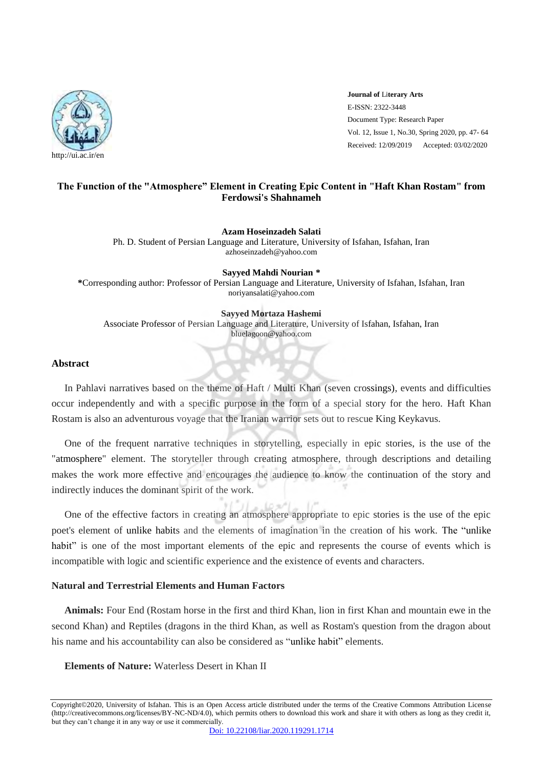http://ui.ac.ir/en

**Journal of Literary Arts**
E-ISSN: 2322-3448
Document Type: Research Paper
Vol. 12, Issue 1, No.30, Spring 2020, pp. 47- 64
Received: 12/09/2019 Accepted: 03/02/2020

# The Function of the "Atmosphere" Element in Creating Epic Content in "Haft Khan Rostam" from Ferdowsi's Shahnameh

**Azam Hoseinzadeh Salati**
Ph. D. Student of Persian Language and Literature, University of Isfahan, Isfahan, Iran
azhoseinzadeh@yahoo.com

**Sayyed Mahdi Nourian \***
**\***Corresponding author: Professor of Persian Language and Literature, University of Isfahan, Isfahan, Iran
noriyansalati@yahoo.com

**Sayyed Mortaza Hashemi**
Associate Professor of Persian Language and Literature, University of Isfahan, Isfahan, Iran
bluelagoon@yahoo.com

## Abstract

In Pahlavi narratives based on the theme of Haft / Multi Khan (seven crossings), events and difficulties occur independently and with a specific purpose in the form of a special story for the hero. Haft Khan Rostam is also an adventurous voyage that the Iranian warrior sets out to rescue King Keykavus.

One of the frequent narrative techniques in storytelling, especially in epic stories, is the use of the "atmosphere" element. The storyteller through creating atmosphere, through descriptions and detailing makes the work more effective and encourages the audience to know the continuation of the story and indirectly induces the dominant spirit of the work.

One of the effective factors in creating an atmosphere appropriate to epic stories is the use of the epic poet's element of unlike habits and the elements of imagination in the creation of his work. The "unlike habit" is one of the most important elements of the epic and represents the course of events which is incompatible with logic and scientific experience and the existence of events and characters.

### Natural and Terrestrial Elements and Human Factors

**Animals:** Four End (Rostam horse in the first and third Khan, lion in first Khan and mountain ewe in the second Khan) and Reptiles (dragons in the third Khan, as well as Rostam's question from the dragon about his name and his accountability can also be considered as "unlike habit" elements.

**Elements of Nature:** Waterless Desert in Khan II

Copyright©2020, University of Isfahan. This is an Open Access article distributed under the terms of the Creative Commons Attribution License (http://creativecommons.org/licenses/BY-NC-ND/4.0), which permits others to download this work and share it with others as long as they credit it, but they can't change it in any way or use it commercially.

Doi: 10.22108/liar.2020.119291.1714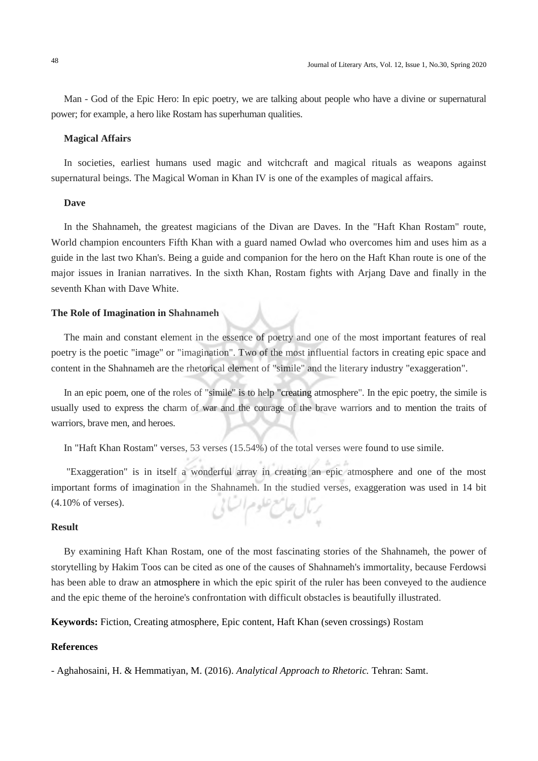Man - God of the Epic Hero: In epic poetry, we are talking about people who have a divine or supernatural power; for example, a hero like Rostam has superhuman qualities.

### Magical Affairs

In societies, earliest humans used magic and witchcraft and magical rituals as weapons against supernatural beings. The Magical Woman in Khan IV is one of the examples of magical affairs.

### Dave

In the Shahnameh, the greatest magicians of the Divan are Daves. In the "Haft Khan Rostam" route, World champion encounters Fifth Khan with a guard named Owlad who overcomes him and uses him as a guide in the last two Khan's. Being a guide and companion for the hero on the Haft Khan route is one of the major issues in Iranian narratives. In the sixth Khan, Rostam fights with Arjang Dave and finally in the seventh Khan with Dave White.

## The Role of Imagination in Shahnameh

The main and constant element in the essence of poetry and one of the most important features of real poetry is the poetic "image" or "imagination". Two of the most influential factors in creating epic space and content in the Shahnameh are the rhetorical element of "simile" and the literary industry "exaggeration".

In an epic poem, one of the roles of "simile" is to help "creating atmosphere". In the epic poetry, the simile is usually used to express the charm of war and the courage of the brave warriors and to mention the traits of warriors, brave men, and heroes.

In "Haft Khan Rostam" verses, 53 verses (15.54%) of the total verses were found to use simile.

"Exaggeration" is in itself a wonderful array in creating an epic atmosphere and one of the most important forms of imagination in the Shahnameh. In the studied verses, exaggeration was used in 14 bit (4.10% of verses).

## Result

By examining Haft Khan Rostam, one of the most fascinating stories of the Shahnameh, the power of storytelling by Hakim Toos can be cited as one of the causes of Shahnameh's immortality, because Ferdowsi has been able to draw an atmosphere in which the epic spirit of the ruler has been conveyed to the audience and the epic theme of the heroine's confrontation with difficult obstacles is beautifully illustrated.

**Keywords:** Fiction, Creating atmosphere, Epic content, Haft Khan (seven crossings) Rostam

## References

- Aghahosaini, H. & Hemmatiyan, M. (2016). *Analytical Approach to Rhetoric.* Tehran: Samt.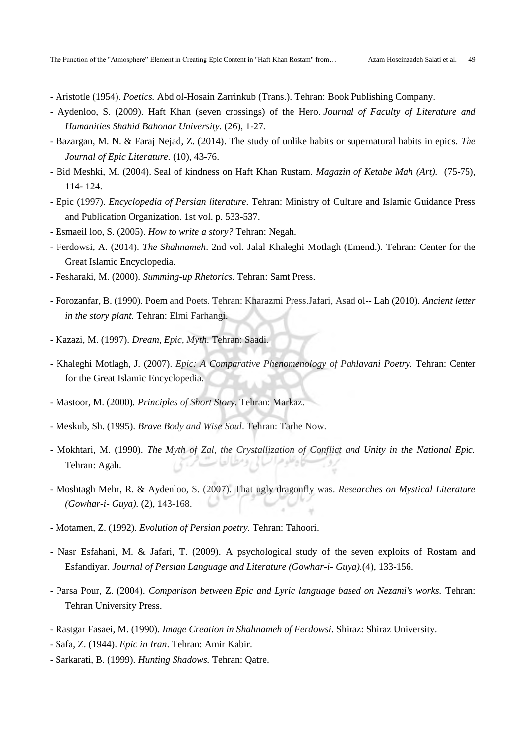- Aristotle (1954). *Poetics.* Abd ol-Hosain Zarrinkub (Trans.). Tehran: Book Publishing Company.
- Aydenloo, S. (2009). Haft Khan (seven crossings) of the Hero. *Journal of Faculty of Literature and Humanities Shahid Bahonar University.* (26), 1-27.
- Bazargan, M. N. & Faraj Nejad, Z. (2014). The study of unlike habits or supernatural habits in epics. *The Journal of Epic Literature*. (10), 43-76.
- Bid Meshki, M. (2004). Seal of kindness on Haft Khan Rustam. *Magazin of Ketabe Mah (Art).* (75-75), 114- 124.
- Epic (1997). *Encyclopedia of Persian literature*. Tehran: Ministry of Culture and Islamic Guidance Press and Publication Organization. 1st vol. p. 533-537.
- Esmaeil loo, S. (2005). *How to write a story?* Tehran: Negah.
- Ferdowsi, A. (2014). *The Shahnameh*. 2nd vol. Jalal Khaleghi Motlagh (Emend.). Tehran: Center for the Great Islamic Encyclopedia.
- Fesharaki, M. (2000). *Summing-up Rhetorics.* Tehran: Samt Press.
- Forozanfar, B. (1990). Poem and Poets. Tehran: Kharazmi Press.Jafari, Asad ol-- Lah (2010). *Ancient letter in the story plant.* Tehran: Elmi Farhangi.
- Kazazi, M. (1997). *Dream, Epic, Myth.* Tehran: Saadi.
- Khaleghi Motlagh, J. (2007). *Epic: A Comparative Phenomenology of Pahlavani Poetry.* Tehran: Center for the Great Islamic Encyclopedia.
- Mastoor, M. (2000). *Principles of Short Story.* Tehran: Markaz.
- Meskub, Sh. (1995). *Brave Body and Wise Soul*. Tehran: Tarhe Now.
- Mokhtari, M. (1990). *The Myth of Zal, the Crystallization of Conflict and Unity in the National Epic.* Tehran: Agah.
- Moshtagh Mehr, R. & Aydenloo, S. (2007). That ugly dragonfly was. *Researches on Mystical Literature (Gowhar-i- Guya).* (2), 143-168.
- Motamen, Z. (1992). *Evolution of Persian poetry.* Tehran: Tahoori.
- Nasr Esfahani, M. & Jafari, T. (2009). A psychological study of the seven exploits of Rostam and Esfandiyar. *Journal of Persian Language and Literature (Gowhar-i- Guya).*(4), 133-156.
- Parsa Pour, Z. (2004). *Comparison between Epic and Lyric language based on Nezami's works.* Tehran: Tehran University Press.
- Rastgar Fasaei, M. (1990). *Image Creation in Shahnameh of Ferdowsi*. Shiraz: Shiraz University.
- Safa, Z. (1944). *Epic in Iran*. Tehran: Amir Kabir.
- Sarkarati, B. (1999). *Hunting Shadows.* Tehran: Qatre.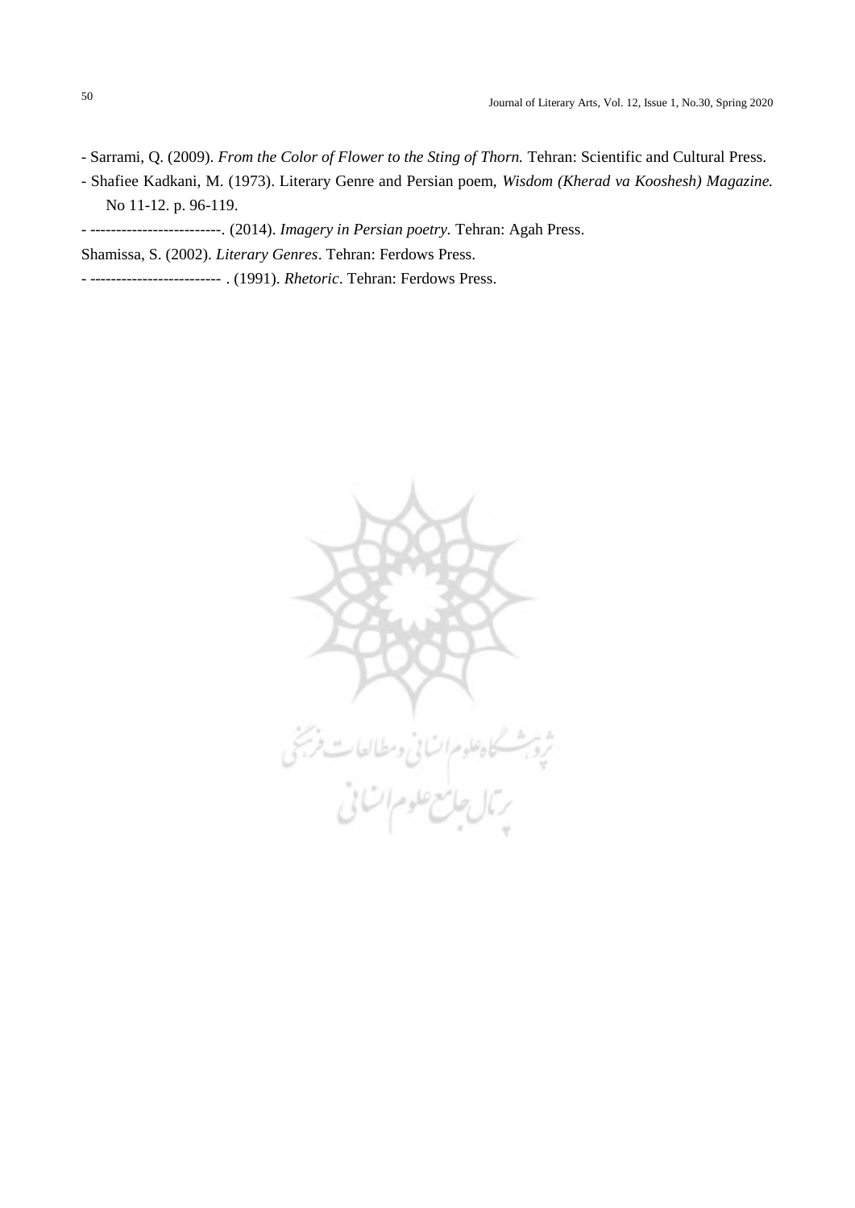- Sarrami, Q. (2009). *From the Color of Flower to the Sting of Thorn.* Tehran: Scientific and Cultural Press.

- Shafiee Kadkani, M. (1973). Literary Genre and Persian poem, *Wisdom (Kherad va Kooshesh) Magazine.* No 11-12. p. 96-119.

- -------------------------. (2014). *Imagery in Persian poetry.* Tehran: Agah Press.

Shamissa, S. (2002). *Literary Genres*. Tehran: Ferdows Press.

- ------------------------- . (1991). *Rhetoric*. Tehran: Ferdows Press.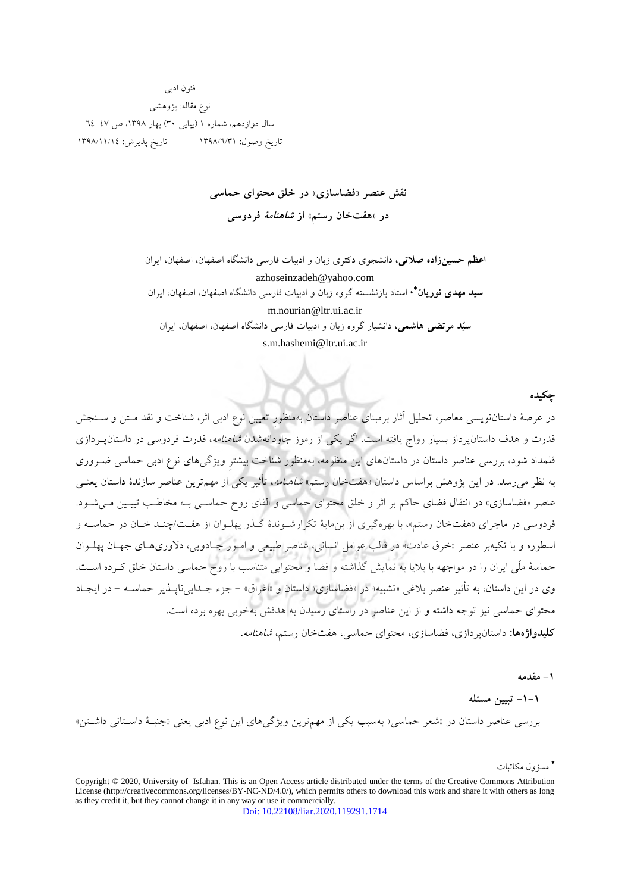فنون ادبی

نوع مقاله: پژوهشی

سال دوازدهم، شماره ۱ (پیاپی ۳۰) بهار ۱۳۹۸، ص ٤٧-٦٤

تاریخ وصول: ۱۳۹۸/٦/۳۱ تاریخ پذیرش: ۱۳۹۸/۱۱/۱٤

# نقش عنصر «فضاسازی» در خلق محتوای حماسی در «هفت‌خان رستم» از *شاهنامهٔ* فردوسی

**اعظم حسین‌زاده صلاتی**، دانشجوی دکتری زبان و ادبیات فارسی دانشگاه اصفهان، اصفهان، ایران

azhoseinzadeh@yahoo.com

**سید مهدی نوریان**[*]، استاد بازنشسته گروه زبان و ادبیات فارسی دانشگاه اصفهان، اصفهان، ایران

m.nourian@ltr.ui.ac.ir

**سیّد مرتضی هاشمی**، دانشیار گروه زبان و ادبیات فارسی دانشگاه اصفهان، اصفهان، ایران

s.m.hashemi@ltr.ui.ac.ir

## چکیده

در عرصهٔ داستان‌نویسی معاصر، تحلیل آثار برمبنای عناصر داستان به‌منظورِ تعیین نوع ادبی اثر، شناخت و نقد متن و سنجش قدرت و هدف داستان‌پرداز بسیار رواج یافته است. اگر یکی از رموز جاودانه‌شدن *شاهنامه*، قدرت فردوسی در داستان‌پردازی قلمداد شود، بررسی عناصر داستان در داستان‌های این منظومه، به‌منظور شناخت بیشترِ ویژگی‌های نوع ادبی حماسی ضروری به نظر می‌رسد. در این پژوهش براساس داستان «هفت‌خان رستم» *شاهنامه*، تأثیر یکی از مهم‌ترین عناصر سازندهٔ داستان یعنی عنصر «فضاسازی» در انتقال فضای حاکم بر اثر و خلق محتوای حماسی و القای روح حماسی به مخاطب تبیین می‌شود. فردوسی در ماجرای «هفت‌خان رستم»، با بهره‌گیری از بن‌مایهٔ تکرارشوندهٔ گذر پهلوان از هفت/چند خان در حماسه و اسطوره و با تکیه‌بر عنصر «خرق عادت» در قالب عوامل انسانی، عناصر طبیعی و امور جادویی، دلاوری‌های جهان پهلوان حماسهٔ ملّی ایران را در مواجهه با بلایا به نمایش گذاشته و فضا و محتوایی متناسب با روح حماسی داستان خلق کرده است. وی در این داستان، به تأثیر عنصر بلاغی «تشبیه» در «فضاسازی» داستان و «اغراق» - جزء جدایی‌ناپذیر حماسه - در ایجاد محتوای حماسی نیز توجه داشته و از این عناصر در راستای رسیدن به هدفش به‌خوبی بهره برده است.

**کلیدواژه‌ها:** داستان‌پردازی، فضاسازی، محتوای حماسی، هفت‌خان رستم، *شاهنامه*.

## ۱- مقدمه

### ۱-۱- تبیین مسئله

بررسی عناصر داستان در «شعر حماسی» به‌سبب یکی از مهم‌ترین ویژگی‌های این نوع ادبی یعنی «جنبهٔ داستانی داشتن»

---

[*] مسؤول مکاتبات

Copyright © 2020, University of Isfahan. This is an Open Access article distributed under the terms of the Creative Commons Attribution License (http://creativecommons.org/licenses/BY-NC-ND/4.0/), which permits others to download this work and share it with others as long as they credit it, but they cannot change it in any way or use it commercially.

Doi: 10.22108/liar.2020.119291.1714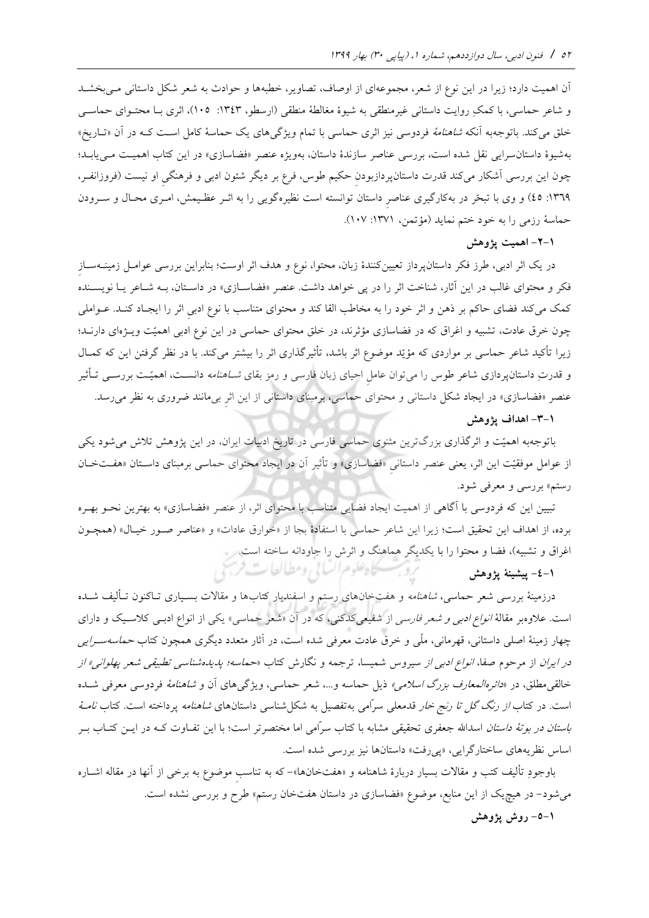آن اهمیت دارد؛ زیرا در این نوع از شعر، مجموعه‌ای از اوصاف، تصاویر، خطبه‌ها و حوادث به شعر شکل داستانی می‌بخشد و شاعر حماسی، با کمکِ روایت داستانی غیرمنطقی به شیوهٔ مغالطهٔ منطقی (ارسطو، ۱۳۴۳: ۱۰۵)، اثری با محتوای حماسی خلق می‌کند. باتوجه‌به آنکه *شاهنامهٔ* فردوسی نیز اثری حماسی با تمام ویژگی‌های یک حماسهٔ کامل است که در آن «تاریخ» به‌شیوهٔ داستان‌سرایی نقل شده است، بررسی عناصر سازندهٔ داستان، به‌ویژه عنصر «فضاسازی» در این کتاب اهمیت می‌یابد؛ چون این بررسی آشکار می‌کند قدرت داستان‌پردازبودنِ حکیم طوس، فرع بر دیگر شئون ادبی و فرهنگیِ او نیست (فروزانفر، ۱۳۶۹: ۴۵) و وی با تبحّر در به‌کارگیری عناصرِ داستان توانسته است نظیره‌گویی را به اثر عظیمش، امری محال و سرودن حماسهٔ رزمی را به خود ختم نماید (مؤتمن، ۱۳۷۱: ۱۰۷).

### ۱-۲- اهمیت پژوهش

در یک اثر ادبی، طرز فکر داستان‌پرداز تعیین‌کنندهٔ زبان، محتوا، نوع و هدف اثر اوست؛ بنابراین بررسی عوامل زمینه‌سازِ فکر و محتوای غالب در این آثار، شناخت اثر را در پی خواهد داشت. عنصر «فضاسازی» در داستان، به شاعر یا نویسنده کمک می‌کند فضای حاکم بر ذهن و اثر خود را به مخاطب القا کند و محتوای متناسب با نوع ادبیِ اثر را ایجاد کند. عواملی چون خرق عادت، تشبیه و اغراق که در فضاسازی مؤثرند، در خلق محتوای حماسی در این نوع ادبی اهمیّت ویژه‌ای دارند؛ زیرا تأکید شاعر حماسی بر مواردی که مؤیّد موضوع اثر باشد، تأثیرگذاری اثر را بیشتر می‌کند. با در نظر گرفتن این که کمال و قدرتِ داستان‌پردازی شاعر طوس را می‌توان عاملِ احیای زبان فارسی و رمز بقای *شاهنامه* دانست، اهمیّت بررسی تأثیر عنصر «فضاسازی» در ایجاد شکل داستانی و محتوای حماسی، برمبنای داستانی از این اثرِ بی‌مانند ضروری به نظر می‌رسد.

### ۱-۳- اهداف پژوهش

باتوجه‌به اهمیّت و اثرگذاری بزرگ‌ترین مثنوی حماسی فارسی در تاریخ ادبیات ایران، در این پژوهش تلاش می‌شود یکی از عوامل موفقیّت این اثر، یعنی عنصر داستانیِ «فضاسازی» و تأثیر آن در ایجاد محتوای حماسی برمبنای داستان «هفت‌خان رستم» بررسی و معرفی شود.

تبیین این که فردوسی با آگاهی از اهمیت ایجاد فضایی متناسب با محتوای اثر، از عنصر «فضاسازی» به بهترین نحو بهره برده، از اهداف این تحقیق است؛ زیرا این شاعر حماسی با استفادهٔ بجا از «خوارق عادات» و «عناصر صور خیال» (همچون اغراق و تشبیه)، فضا و محتوا را با یکدیگر هماهنگ و اثرش را جاودانه ساخته است.

### ۱-۴- پیشینهٔ پژوهش

درزمینهٔ بررسی شعر حماسی، *شاهنامه* و هفت‌خان‌های رستم و اسفندیار کتاب‌ها و مقالات بسیاری تاکنون تألیف شده است. علاوه‌بر مقالهٔ *انواع ادبی و شعر فارسی* از شفیعی‌کدکنی، که در آن «شعر حماسی» یکی از انواع ادبی کلاسیک و دارای چهار زمینهٔ اصلی داستانی، قهرمانی، ملّی و خرق عادت معرفی شده است، در آثار متعدد دیگری همچون کتاب *حماسه‌سرایی در ایران* از مرحوم صفا، *انواع ادبی از سیروس شمیسا*، ترجمه و نگارش کتاب «*حماسه؛ پدیده‌شناسی تطبیقی شعر پهلوانی*» از خالقی‌مطلق، در «*دائرةالمعارف بزرگ اسلامی*» ذیل حماسه و...، شعر حماسی، ویژگی‌های آن و *شاهنامهٔ* فردوسی معرفی شده است. در کتاب *از رنگ گل تا رنج خار* قدمعلی سرّامی به‌تفصیل به شکل‌شناسی داستان‌های *شاهنامه* پرداخته است. کتاب *نامهٔ باستان در بوتهٔ داستان* اسدالله جعفری تحقیقی مشابه با کتاب سرّامی اما مختصرتر است؛ با این تفاوت که در این کتاب بر اساس نظریه‌های ساختارگرایی، «پی‌رفت» داستان‌ها نیز بررسی شده است.

باوجودِ تألیف کتب و مقالات بسیار دربارهٔ شاهنامه و «هفت‌خان‌ها»- که به تناسبِ موضوع به برخی از آنها در مقاله اشاره می‌شود- در هیچ‌یک از این منابع، موضوع «فضاسازی در داستان هفت‌خان رستم» طرح و بررسی نشده است.

### ۱-۵- روش پژوهش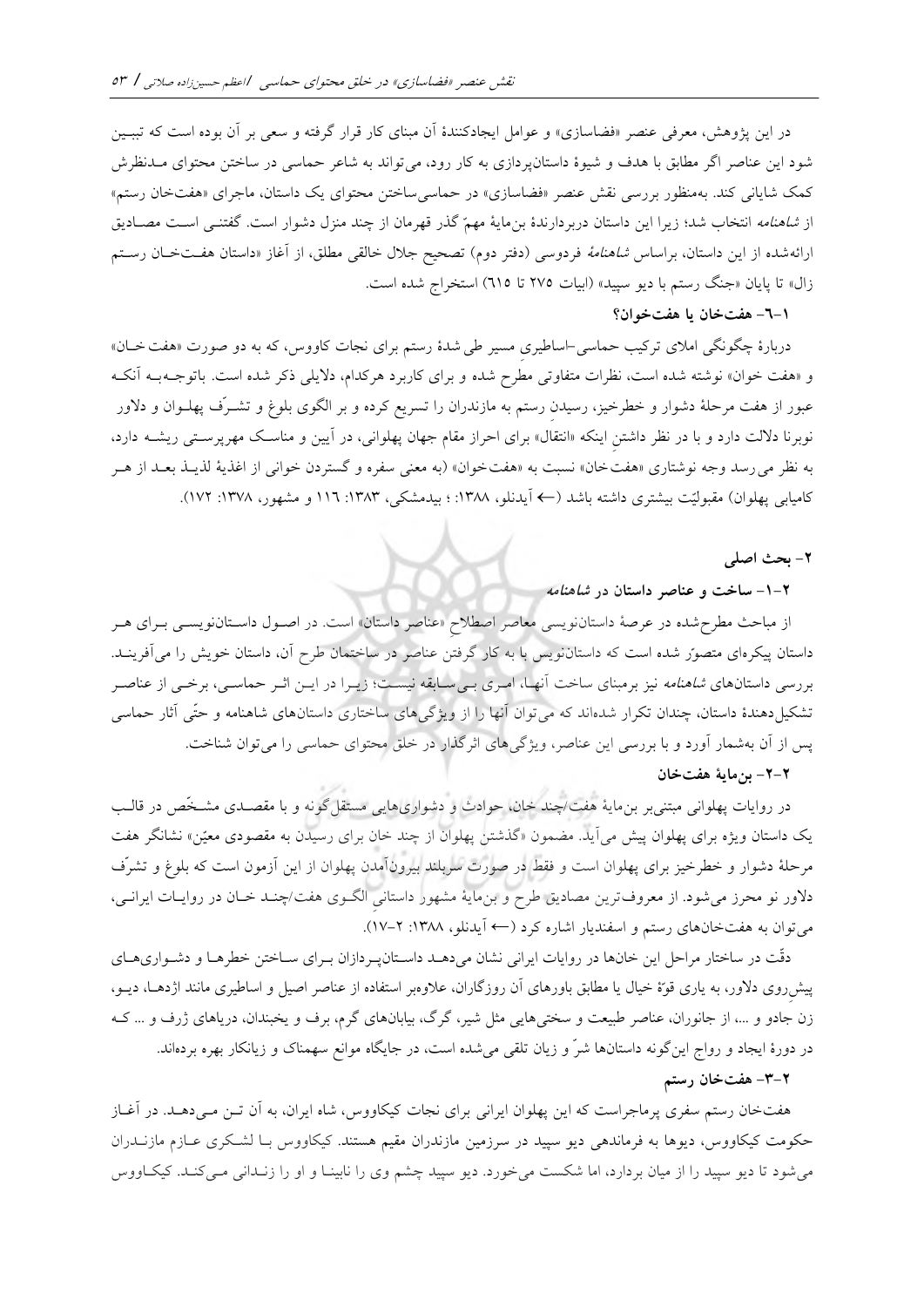در این پژوهش، معرفی عنصر «فضاسازی» و عوامل ایجادکنندهٔ آن مبنای کار قرار گرفته و سعی بر آن بوده است که تبیین شود این عناصر اگر مطابق با هدف و شیوهٔ داستان‌پردازی به کار رود، می‌تواند به شاعر حماسی در ساختن محتوای مـدنظرش کمک شایانی کند. به‌منظور بررسی نقش عنصر «فضاسازی» در حماسی‌ساختن محتوای یک داستان، ماجرای «هفت‌خان رستم» از *شاهنامه* انتخاب شد؛ زیرا این داستان دربردارندهٔ بن‌مایهٔ مهمّ گذر قهرمان از چند منزل دشوار است. گفتنـی اسـت مصـادیق ارائه‌شده از این داستان، براساس *شاهنامهٔ* فردوسی (دفتر دوم) تصحیح جلال خالقی مطلق، از آغاز «داستان هفـت‌خـان رسـتم زال» تا پایان «جنگ رستم با دیو سپید» (ابیات ۲۷۵ تا ٦١۵) استخراج شده است.

### ۱-٦- هفت‌خان یا هفت‌خوان؟

دربارهٔ چگونگی املای ترکیب حماسی-اساطیریِ مسیر طی شدهٔ رستم برای نجات کاووس، که به دو صورت «هفت‌خـان» و «هفت خوان» نوشته شده است، نظرات متفاوتی مطرح شده و برای کاربرد هرکدام، دلایلی ذکر شده است. باتوجـه‌بـه آنکـه عبور از هفت مرحلهٔ دشوار و خطرخیز، رسیدنِ رستم به مازندران را تسریع کرده و بر الگوی بلوغ و تشـرّف پهلـوان و دلاور نوبرنا دلالت دارد و با در نظر داشتنِ اینکه «انتقال» برای احراز مقام جهان پهلوانی، در آیین و مناسـک مهرپرسـتی ریشـه دارد، به نظر می‌رسد وجه نوشتاری «هفت‌خان» نسبت به «هفت‌خوان» (به معنی سفره و گستردن خوانی از اغذیهٔ لذیـذ بعـد از هـر کامیابی پهلوان) مقبولیّت بیشتری داشته باشد (← آیدنلو، ۱۳۸۸: ؛ بیدمشکی، ۱۳۸۳: ۱۱٦ و مشهور، ۱۳۷۸: ۱۷۲).

## ۲- بحث اصلی

### ۲-۱- ساخت و عناصر داستان در *شاهنامه*

از مباحث مطرح‌شده در عرصهٔ داستان‌نویسی معاصر اصطلاحِ «عناصر داستان» است. در اصـول داسـتان‌نویسـی بـرای هـر داستان پیکره‌ای متصوّر شده است که داستان‌نویس با به کار گرفتن عناصر در ساختمان آن، داستان خویش را می‌آفرینـد. بررسی داستان‌های *شاهنامه* نیز برمبنای ساخت آنهـا، امـری بـی‌سـابقه نیسـت؛ زیـرا در ایـن اثـر حماسـی، برخـی از عناصـر تشکیل‌دهندهٔ داستان، چندان تکرار شده‌اند که می‌توان آنها را از ویژگی‌های ساختاری داستان‌های شاهنامه و حتّی آثار حماسی پس از آن به‌شمار آورد و با بررسی این عناصر، ویژگی‌های اثرگذار در خلق محتوای حماسی را می‌توان شناخت.

### ۲-۲- بن‌مایهٔ هفت‌خان

در روایات پهلوانی مبتنی‌بر بن‌مایهٔ هفت/چند خان، حوادث و دشواری‌هایی مستقل‌گونه و با مقصـدی مشـخّص در قالـب یک داستان ویژه برای پهلوان پیش می‌آید. مضمون «گذشتن پهلوان از چند خان برای رسیدن به مقصودی معیّن» نشانگر هفت مرحلهٔ دشوار و خطرخیز برای پهلوان است و فقط در صورت سربلند بیرون‌آمدن پهلوان از این آزمون است که بلوغ و تشرّف دلاور نو محرز می‌شود. از معروف‌ترین مصادیق طرح و بن‌مایهٔ مشهور داستانیِ الگـوی هفت/چنـد خـان در روایـات ایرانـی، می‌توان به هفت‌خان‌های رستم و اسفندیار اشاره کرد (← آیدنلو، ۱۳۸۸: ۲-۱۷).

دقّت در ساختار مراحل این خان‌ها در روایات ایرانی نشان می‌دهـد داسـتان‌پـردازان بـرای سـاختن خطرهـا و دشـواری‌هـای پیش‌روی دلاور، به یاری قوّهٔ خیال یا مطابق باورهای آن روزگاران، علاوه‌بر استفاده از عناصر اصیل و اساطیری مانند اژدهـا، دیـو، زن جادو و ...، از جانوران، عناصر طبیعت و سختی‌هایی مثل شیر، گرگ، بیابان‌های گرم، برف و یخبندان، دریاهای ژرف و ... کـه در دورهٔ ایجاد و رواج این‌گونه داستان‌ها شرّ و زیان تلقی می‌شده است، در جایگاه موانع سهمناک و زیانکار بهره برده‌اند.

### ۲-۳- هفت‌خان رستم

هفت‌خان رستم سفری پرماجراست که این پهلوان ایرانی برای نجات کیکاووس، شاه ایران، به آن تـن مـی‌دهـد. در آغـاز حکومت کیکاووس، دیوها به فرماندهی دیو سپید در سرزمین مازندران مقیم هستند. کیکاووس بـا لشـکری عـازم مازنـدران می‌شود تا دیو سپید را از میان بردارد، اما شکست می‌خورد. دیو سپید چشم وی را نابینـا و او را زنـدانی مـی‌کنـد. کیکـاووس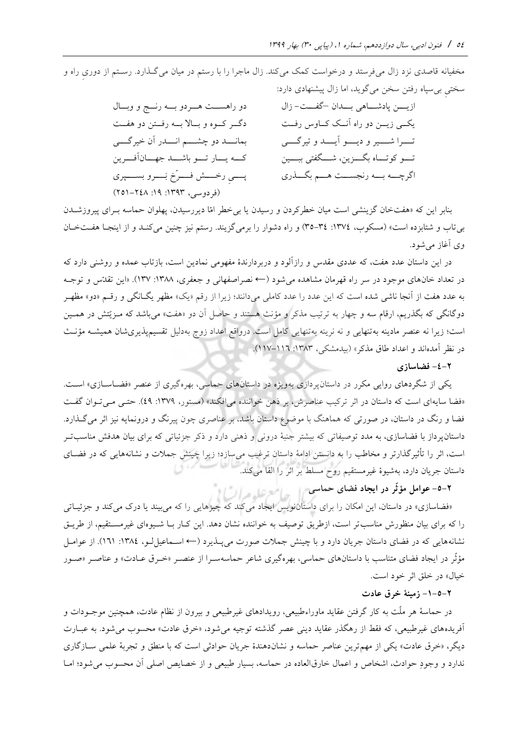مخفیانه قاصدی نزد زال می‌فرستد و درخواست کمک می‌کند. زال ماجرا را با رستم در میان می‌گذارد. رستم از دوریِ راه و سختیِ بی‌سپاه رفتن سخن می‌گوید، اما زال پیشنهادی دارد:

| | |
|---|---|
| ازین پادشاهی بدان -گفت- زال | دو راهست هردو به رنج و وبال |
| یکی زین دو راه آنک کاوس رفت | دگر کوه و بالا به رفتن دو هفت |
| ترا شیر و دیو آید و تیرگی | بماند دو چشم اندر آن خیرگی |
| تو کوتاه بگزین، شگفتی ببین | که یار تو باشد جهان‌آفرین |
| اگرچه به رنجست هم بگذری | پیِ رخش فرّخ بَرو بسپری |

(فردوسی، ۱۳۹۳: ۱۹: ۲۴۸-۲۵۱)

بنابر این که «هفت‌خان گزینشی است میان خطرکردن و رسیدن یا بی‌خطر امّا دیررسیدن، پهلوان حماسه برای پیروزشدن بی‌تاب و شتابزده است» (مسکوب، ۱۳۷۴: ۳۴-۳۵) و راه دشوار را برمی‌گزیند. رستم نیز چنین می‌کند و از اینجا هفت‌خان وی آغاز می‌شود.

در این داستان عدد هفت، که عددی مقدس و رازآلود و دربردارندۀ مفهومی نمادین است، بازتاب عمده و روشنی دارد که در تعداد خان‌های موجود در سر راه قهرمان مشاهده می‌شود (← نصراصفهانی و جعفری، ۱۳۸۸: ۱۳۷). «این تقدّس و توجه به عدد هفت از آنجا ناشی شده است که این عدد را عدد کاملی می‌دانند؛ زیرا از رقم «یک» مظهر یگانگی و رقم «دو» مظهر دوگانگی که بگذریم، ارقام سه و چهار به ترتیب مذکر و مؤنث هستند و حاصل آن دو «هفت» می‌باشد که مـزیّتش در همین است؛ زیرا نه عنصر مادینه به‌تنهایی و نه نرینه به‌تنهایی کامل است. درواقع اعداد زوج به‌دلیل تقسیم‌پذیری‌شان همیشه مؤنث در نظر آمده‌اند و اعداد طاق مذکر» (بیدمشکی، ۱۳۸۳: ۱۱۶-۱۱۷).

### ۲-۴- فضاسازی

یکی از شگردهای روایی مکرر در داستان‌پردازی به‌ویژه در داستان‌های حماسی، بهره‌گیری از عنصر «فضاسازی» است. «فضا سایه‌ای است که داستان در اثر ترکیب عناصرش، بر ذهن خواننده می‌افکند» (مستور، ۱۳۷۹: ۴۹). حتی می‌توان گفت فضا و رنگ در داستان، در صورتی که هماهنگ با موضوع داستان باشد، بر عناصری چون پیرنگ و درونمایه نیز اثر می‌گذارد. داستان‌پرداز با فضاسازی، به مدد توصیفاتی که بیشتر جنبۀ درونی و ذهنی دارد و ذکر جزئیاتی که برای بیان هدفش مناسب‌تر است، اثر را تأثیرگذارتر و مخاطب را به دانستن ادامۀ داستان ترغیب می‌سازد؛ زیرا چینش جملات و نشانه‌هایی که در فضای داستان جریان دارد، به‌شیوۀ غیرمستقیم روح مسلط بر اثر را القا می‌کند.

### ۲-۵- عوامل مؤثّر در ایجاد فضای حماسی

«فضاسازی» در داستان، این امکان را برای داستان‌نویس ایجاد می‌کند که چیزهایی را که می‌بیند یا درک می‌کند و جزئیاتی را که برای بیان منظورش مناسب‌تر است، ازطریق توصیف به خواننده نشان دهد. این کار با شیوه‌ای غیرمستقیم، از طریق نشانه‌هایی که در فضای داستان جریان دارد و با چینش جملات صورت می‌پذیرد (← اسماعیل‌لو، ۱۳۸۴: ۱۶۱). از عوامل مؤثّر در ایجاد فضای متناسب با داستان‌های حماسی، بهره‌گیری شاعر حماسه‌سرا از عنصر «خرق عادت» و عناصر «صور خیال» در خلق اثر خود است.

#### ۲-۵-۱- زمینۀ خرق عادت

در حماسۀ هر ملّت به کار گرفتن عقاید ماوراءطبیعی، رویدادهای غیرطبیعی و بیرون از نظام عادت، همچنین موجودات و آفریده‌های غیرطبیعی، که فقط از رهگذر عقاید دینی عصر گذشته توجیه می‌شود، «خرق عادت» محسوب می‌شود. به عبارت دیگر، «خرق عادت» یکی از مهم‌ترین عناصر حماسه و نشان‌دهندۀ جریان حوادثی است که با منطق و تجربۀ علمی سازگاری ندارد و وجودِ حوادث، اشخاص و اعمال خارق‌العاده در حماسه، بسیار طبیعی و از خصایص اصلی آن محسوب می‌شود؛ اما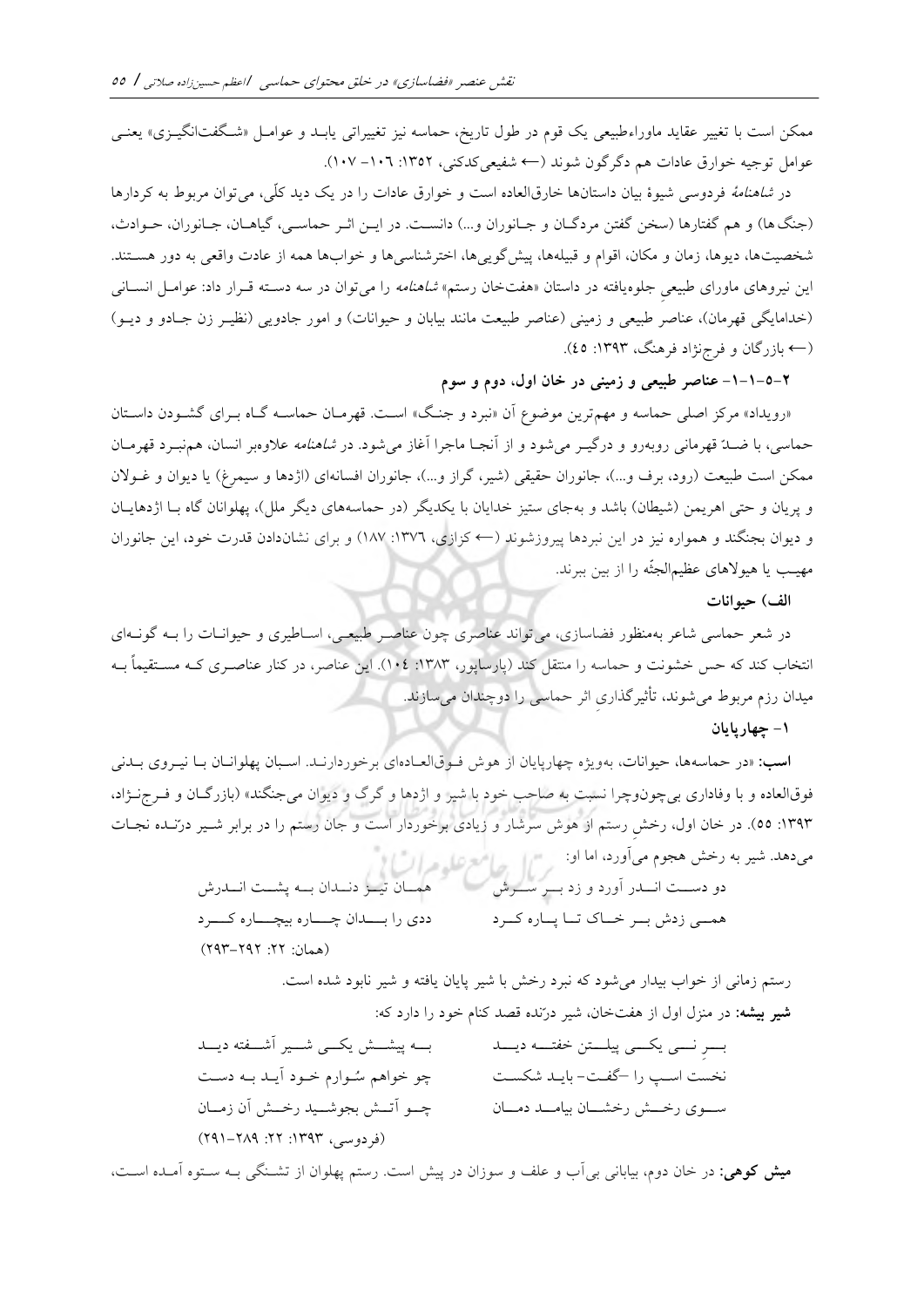ممکن است با تغییر عقاید ماوراءطبیعی یک قوم در طول تاریخ، حماسه نیز تغییراتی یابد و عوامل «شگفت‌انگیزی» یعنی عوامل توجیه خوارق عادات هم دگرگون شوند (← شفیعی‌کدکنی، ۱۳۵۲: ۱۰۶– ۱۰۷).

در *شاهنامهٔ* فردوسی شیوهٔ بیان داستان‌ها خارق‌العاده است و خوارق عادات را در یک دید کلّی، می‌توان مربوط به کردارها (جنگ‌ها) و هم گفتارها (سخن گفتن مردگان و جانوران و...) دانست. در این اثر حماسی، گیاهان، جانوران، حوادث، شخصیت‌ها، دیوها، زمان و مکان، اقوام و قبیله‌ها، پیش‌گویی‌ها، اخترشناسی‌ها و خواب‌ها همه از عادت واقعی به دور هستند. این نیروهای ماورای طبیعیِ جلوه‌یافته در داستان «هفت‌خان رستم» *شاهنامه* را می‌توان در سه دسته قرار داد: عوامل انسانی (خدامایگی قهرمان)، عناصر طبیعی و زمینی (عناصر طبیعت مانند بیابان و حیوانات) و امور جادویی (نظیر زن جادو و دیو) (← بازرگان و فرج‌نژاد فرهنگ، ۱۳۹۳: ۴۵).

### ۲–۵–۱–۱– عناصر طبیعی و زمینی در خان اول، دوم و سوم

«رویداد» مرکز اصلی حماسه و مهم‌ترین موضوع آن «نبرد و جنگ» است. قهرمان حماسه گاه برای گشودن داستان حماسی، با ضدّ قهرمانی روبه‌رو و درگیر می‌شود و از آنجا ماجرا آغاز می‌شود. در *شاهنامه* علاوه‌بر انسان، هم‌نبرد قهرمان ممکن است طبیعت (رود، برف و...)، جانوران حقیقی (شیر، گراز و...)، جانوران افسانه‌ای (اژدها و سیمرغ) یا دیوان و غولان و پریان و حتی اهریمن (شیطان) باشد و به‌جای ستیز خدایان با یکدیگر (در حماسه‌های دیگر ملل)، پهلوانان گاه با اژدهایان و دیوان بجنگند و همواره نیز در این نبردها پیروزشوند (← کزازی، ۱۳۷۶: ۱۸۷) و برای نشان‌دادن قدرت خود، این جانوران مهیب یا هیولاهای عظیم‌الجثّه را از بین ببرند.

#### الف) حیوانات

در شعر حماسی شاعر به‌منظور فضاسازی، می‌تواند عناصری چون عناصر طبیعی، اساطیری و حیوانات را به گونه‌ای انتخاب کند که حس خشونت و حماسه را منتقل کند (پارساپور، ۱۳۸۳: ۱۰۴). این عناصر، در کنار عناصری که مستقیماً به میدان رزم مربوط می‌شوند، تأثیرگذاریِ اثر حماسی را دوچندان می‌سازند.

#### ۱– چهارپایان

**اسب:** «در حماسه‌ها، حیوانات، به‌ویژه چهارپایان از هوش فوق‌العاده‌ای برخوردارند. اسبان پهلوانان با نیروی بدنی فوق‌العاده و با وفاداری بی‌چون‌وچرا نسبت به صاحب خود با شیر و اژدها و گرگ و دیوان می‌جنگند» (بازرگان و فرج‌نژاد، ۱۳۹۳: ۵۵). در خان اول، رخشِ رستم از هوش سرشار و زیادی برخوردار است و جان رستم را در برابر شیر درّنده نجات می‌دهد. شیر به رخش هجوم می‌آورد، اما او:

دو دست اندر آورد و زد بر سرش — همان تیز دندان به پشت اندرش

همی زدش بر خاک تا پاره کرد — ددی را بدان چاره بیچاره کرد

(همان: ۲۲: ۲۹۲–۲۹۳)

رستم زمانی از خواب بیدار می‌شود که نبرد رخش با شیر پایان یافته و شیر نابود شده است.

**شیر بیشه:** در منزل اول از هفت‌خان، شیر درّنده قصد کنام خود را دارد که:

بر نی یکی پیلتن خفته دید — به پیشش یکی شیر آشفته دید

نخست اسپ را –گفت– باید شکست — چو خواهم سُوارم خود آید به دست

سوی رخش رخشان بیامد دمان — چو آتش بجوشید رخش آن زمان

(فردوسی، ۱۳۹۳: ۲۲: ۲۸۹–۲۹۱)

**میش کوهی:** در خان دوم، بیابانی بی‌آب و علف و سوزان در پیش است. رستم پهلوان از تشنگی به ستوه آمده است،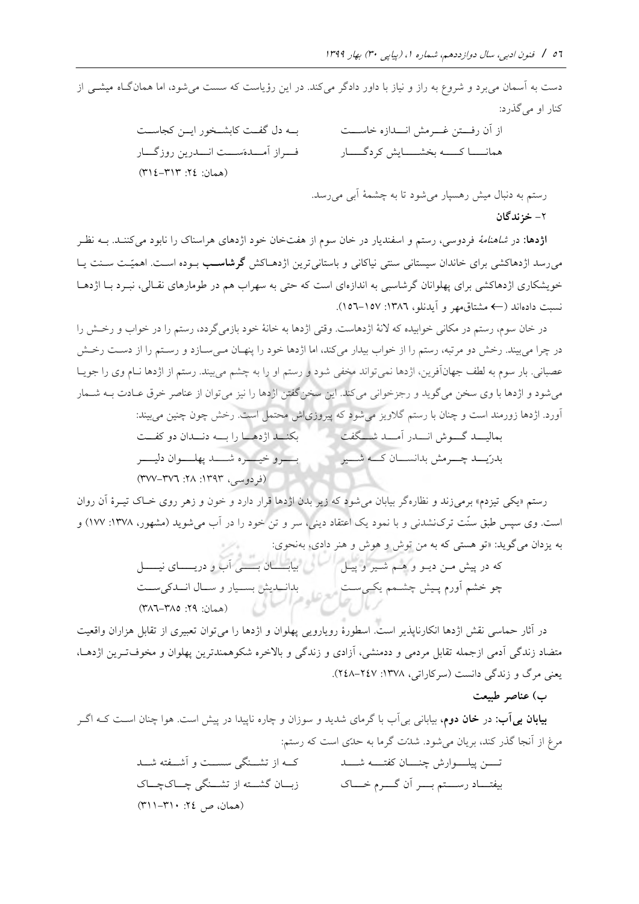دست به آسمان می‌برد و شروع به راز و نیاز با داور دادگر می‌کند. در این رؤیاست که سست می‌شود، اما همان‌گاه میشی از کنار او می‌گذرد:

از آن رفتن غـرمش انـدازه خاسـت / بـه دل گفت کابشخور این کجاست

همانـا کـه بخشـایش کردگـار / فـراز آمـده‌ست انـدرین روزگـار

(همان: ۲٤: ۳۱۳-۳۱٤)

رستم به دنبال میش رهسپار می‌شود تا به چشمهٔ آبی می‌رسد.

**۲- خزندگان**

**اژدها:** در *شاهنامهٔ* فردوسی، رستم و اسفندیار در خان سوم از هفت‌خان خود اژدهای هراسناک را نابود می‌کنند. به نظر می‌رسد اژدهاکشی برای خاندان سیستانی سنتی نیاکانی و باستانی‌ترین اژدهاکش **گرشاسب** بوده است. اهمیّت سنت یا خویشکاری اژدهاکشی برای پهلوانان گرشاسبی به اندازه‌ای است که حتی به سهراب هم در طومارهای نقالی، نبرد با اژدها نسبت داده‌اند (← مشتاق‌مهر و آیدنلو، ۱۳۸٦: ۱۵۷-۱۵٦).

در خان سوم، رستم در مکانی خوابیده که لانهٔ اژدهاست. وقتی اژدها به خانهٔ خود بازمی‌گردد، رستم را در خواب و رخش را در چرا می‌بیند. رخش دو مرتبه، رستم را از خواب بیدار می‌کند، اما اژدها خود را پنهان می‌سازد و رستم او را از دست رخش عصبانی. بار سوم به لطف جهان‌آفرین، اژدها نمی‌تواند مخفی شود و رستم او را به چشم می‌بیند. رستم از اژدها نام وی را جویا می‌شود و اژدها با وی سخن می‌گوید و رجزخوانی می‌کند. این سخن‌گفتن اژدها را نیز می‌توان از عناصر خرق عادت به شمار آورد. اژدها زورمند است و چنان با رستم گلاویز می‌شود که پیروزی‌اش محتمل است. رخش چون چنین می‌بیند:

بمالیـد گـوش انـدر آمـد شـگفت / بکنـد اژدهـا را بـه دنـدان دو کفت

بدرّیـد چـرمش بدانسـان کـه شـیر / بـرو خیـره شـد پهلـوان دلیـر

(فردوسی، ۱۳۹۳: ۲۸: ۳۷٦-۳۷۷)

رستم «یکی تیزدم» برمی‌زند و نظاره‌گر بیابان می‌شود که زیر بدن اژدها قرار دارد و خون و زهر روی خاک تیرهٔ آن روان است. وی سپس طبق سنّت ترک‌نشدنی و با نمود یک اعتقاد دینی، سر و تن خود را در آب می‌شوید (مشهور، ۱۳۷۸: ۱۷۷) و به یزدان می‌گوید: «تو هستی که به من توش و هوش و هنر دادی، به‌نحوی:

که در پیش مـن دیـو و هـم شـیر و پیـل / بیابـان بـی آب و دریـای نیـل

چو خشم آورم پیش چشمم یکی‌ست / بدانـدیش بسیار و سـال انـدکی‌ست

(همان: ۲۹: ۳۸۵-۳۸٦)

در آثار حماسی نقش اژدها انکارناپذیر است. اسطورهٔ رویارویی پهلوان و اژدها را می‌توان تعبیری از تقابل هزاران واقعیت متضاد زندگی آدمی ازجمله تقابل مردمی و ددمنشی، آزادی و زندگی و بالاخره شکوهمندترین پهلوان و مخوف‌ترین اژدها، یعنی مرگ و زندگی دانست (سرکاراتی، ۱۳۷۸: ۲٤۷-۲٤۸).

**ب) عناصر طبیعت**

**بیابان بی‌آب:** در **خان دوم**، بیابانی بی‌آب با گرمای شدید و سوزان و چاره ناپیدا در پیش است. هوا چنان است که اگر مرغ از آنجا گذر کند، بریان می‌شود. شدّت گرما به حدّی است که رستم:

تـن پیلـوارش چنـان کفتـه شـد / کـه از تشـنگی سسـت و آشـفته شـد

بیفتـاد رسـتم بـر آن گـرم خـاک / زبـان گشـته از تشـنگی چـاک‌چـاک

(همان، ص ۲٤: ۳۱۰-۳۱۱)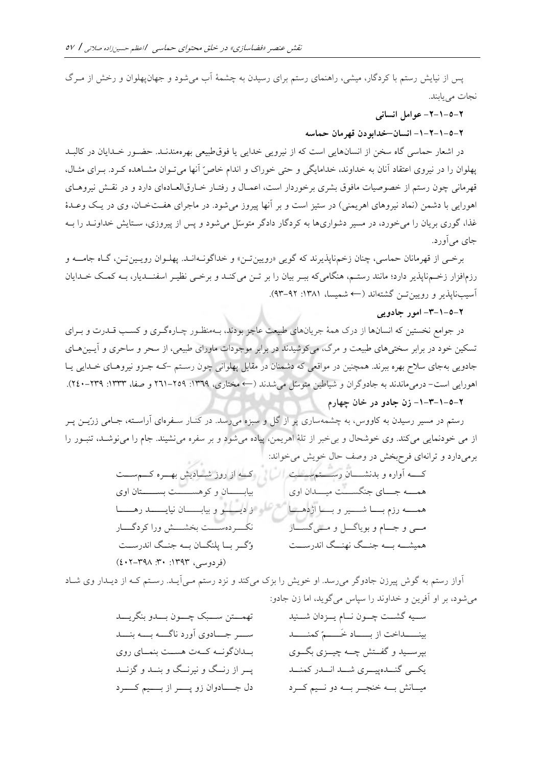پس از نیایش رستم با کردگار، میشی، راهنمای رستم برای رسیدن به چشمهٔ آب می‌شود و جهان‌پهلوان و رخش از مرگ نجات می‌یابند.

### ۲-۵-۱-۲- عوامل انسانی

#### ۲-۵-۱-۲-۱- انسان–خدابودن قهرمان حماسه

در اشعار حماسی گاه سخن از انسان‌هایی است که از نیرویی خدایی یا فوق‌طبیعی بهره‌مندند. حضور خدایان در کالبد پهلوان را در نیروی اعتقاد آنان به خداوند، خدامایگی و حتی خوراک و اندام خاصّ آنها می‌توان مشاهده کرد. برای مثال، قهرمانی چون رستم از خصوصیات مافوق بشری برخوردار است، اعمال و رفتار خارق‌العاده‌ای دارد و در نقش نیروهای اهورایی با دشمن (نماد نیروهای اهریمنی) در ستیز است و بر آنها پیروز می‌شود. در ماجرای هفت‌خان، وی در یک وعدهٔ غذا، گوری بریان را می‌خورد، در مسیر دشواری‌ها به کردگار دادگر متوسّل می‌شود و پس از پیروزی، ستایش خداوند را به جای می‌آورد.

برخی از قهرمانان حماسی، چنان زخم‌ناپذیرند که گویی «رویین‌تن» و خداگونه‌اند. پهلوان رویین‌تن، گاه جامه و رزم‌افزار زخم‌ناپذیر دارد؛ مانند رستم، هنگامی‌که ببر بیان را بر تن می‌کند و برخی نظیر اسفندیار، به کمک خدایان آسیب‌ناپذیر و رویین‌تن گشته‌اند (← شمیسا، ۱۳۸۱: ۹۲-۹۳).

#### ۲-۵-۱-۳- امور جادویی

در جوامع نخستین که انسان‌ها از درک همهٔ جریان‌های طبیعت عاجز بودند، به‌منظور چاره‌گری و کسب قدرت و برای تسکین خود در برابر سختی‌های طبیعت و مرگ، می‌کوشیدند در برابر موجودات ماورای طبیعی، از سحر و ساحری و آیین‌های جادویی به‌جای سلاح بهره ببرند. همچنین در مواقعی که دشمنان در مقابل پهلوانی چون رستم -که جزو نیروهای خدایی یا اهورایی است- درمی‌ماندند به جادوگران و شیاطین متوسّل می‌شدند (← مختاری، ۱۳۶۹: ۲۵۹-۲۶۱ و صفا، ۱۳۳۳: ۲۳۹-۲۴۰).

##### ۲-۵-۱-۳-۱- زن جادو در خان چهارم

رستم در مسیر رسیدن به کاووس، به چشمه‌ساری پر از گل و سبزه می‌رسد. در کنار سفره‌ای آراسته، جامی زرّین پر از می خودنمایی می‌کند. وی خوشحال و بی‌خبر از تلهٔ اهریمن، پیاده می‌شود و بر سفره می‌نشیند. جام را می‌نوشد، تنبور را برمی‌دارد و ترانه‌ای فرح‌بخش در وصف حال خویش می‌خواند:

که آواره و بدنشان رستم است — که از روز شادیش بهره کم است

همه جای جنگست میدان اوی — بیابان و کوهست بستان اوی

همه رزم با شیر و با اژدها — ز دیو و بیابان نیابد رها

می و جام و بویاگل و میگسار — نکرده‌ست بخشش ورا کردگار

همیشه به جنگ نهنگ اندرست — وُگر با پلنگان به جنگ اندرست

(فردوسی، ۱۳۹۳: ۳۰: ۳۹۸-۴۰۲)

آواز رستم به گوش پیرزن جادوگر می‌رسد. او خویش را بزک می‌کند و نزد رستم می‌آید. رستم که از دیدار وی شاد می‌شود، بر او آفرین و خداوند را سپاس می‌گوید، اما زن جادو:

سیه گشت چون نام یزدان شنید — تهمتن سبک چون بدو بنگرید

بینداخت از باد خَمّ کمند — سر جادوی آورد ناگه به بند

بپرسید و گفتش چه چیزی بگوی — بدان‌گونه کت هست بنمای روی

یکی گنده‌پیری شد اندر کمند — پر از رنگ و نیرنگ و بند و گزند

میانش به خنجر به دو نیم کرد — دل جادوان زو پر از بیم کرد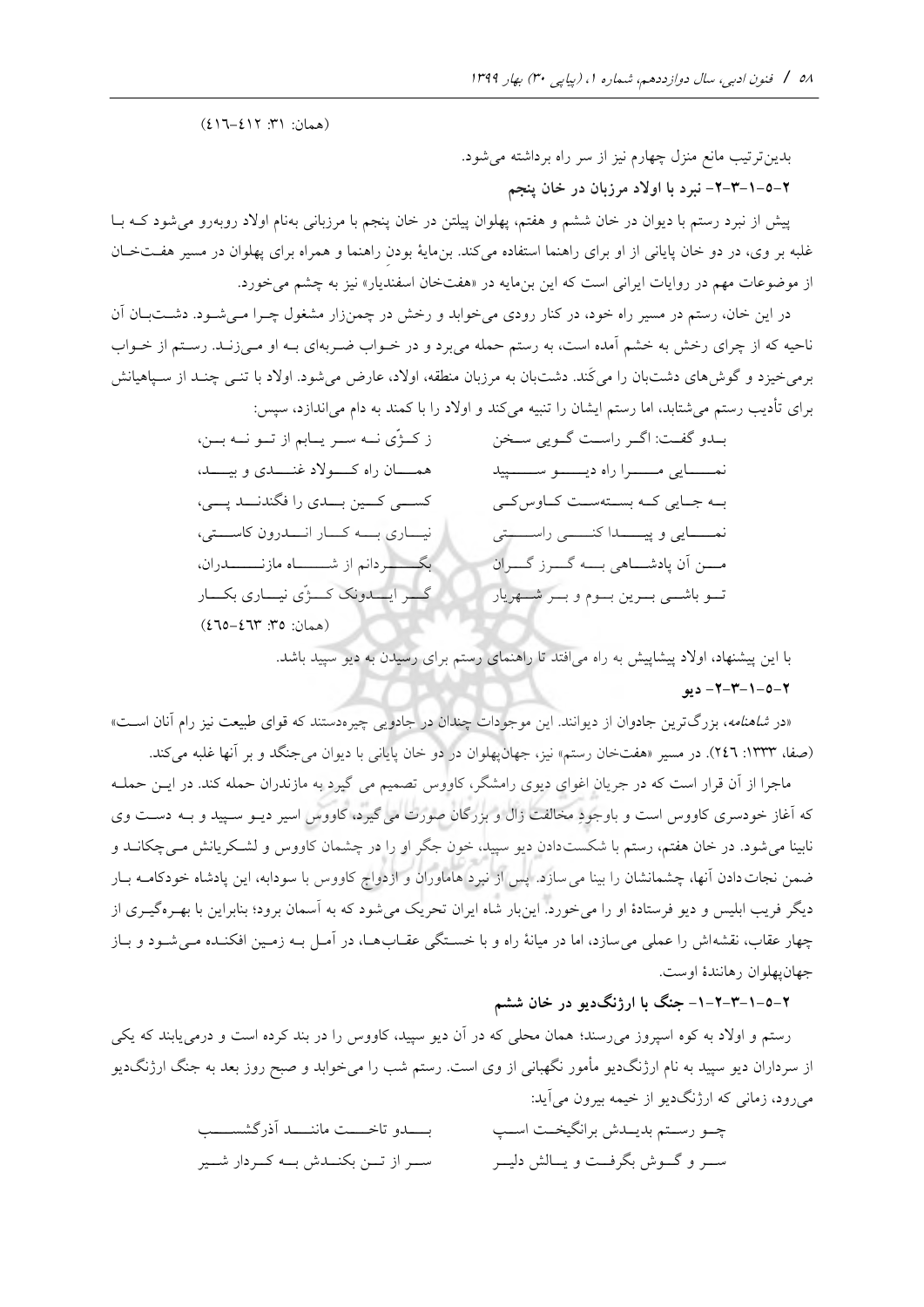(همان: ۳۱: ۴۱۲-۴۱۶)

بدین‌ترتیب مانع منزل چهارم نیز از سر راه برداشته می‌شود.

**۲-۵-۱-۳-۲- نبرد با اولاد مرزبان در خان پنجم**

پیش از نبرد رستم با دیوان در خان ششم و هفتم، پهلوان پیلتن در خان پنجم با مرزبانی به‌نام اولاد روبه‌رو می‌شود که بـا غلبه بر وی، در دو خان پایانی از او برای راهنما استفاده می‌کند. بن‌مایهٔ بودنِ راهنما و همراه برای پهلوان در مسیر هفت‌خـان از موضوعات مهم در روایات ایرانی است که این بن‌مایه در «هفت‌خان اسفندیار» نیز به چشم می‌خورد.

در این خان، رستم در مسیر راه خود، در کنار رودی می‌خوابد و رخش در چمن‌زار مشغول چـرا مـی‌شـود. دشـت‌بـان آن ناحیه که از چرای رخش به خشم آمده است، به رستم حمله می‌برد و در خـواب ضـربه‌ای بـه او مـی‌زنـد. رسـتم از خـواب برمی‌خیزد و گوش‌های دشت‌بان را می‌کَند. دشت‌بان به مرزبان منطقه، اولاد، عارض می‌شود. اولاد با تنـی چنـد از سـپاهیانش برای تأدیب رستم می‌شتابد، اما رستم ایشان را تنبیه می‌کند و اولاد را با کمند به دام می‌اندازد، سپس:

بـدو گفـت: اگـر راسـت گـویی سـخن / ز کـژّی نـه سـر یـابم از تـو نـه بـن،

نمـــایی مـــرا راه دیـــو ســـپید / همـــان راه کـــولاد غنـــدی و بیـــد،

بـه جـایی کـه بسته‌ست کـاوس‌کـی / کسـی کـین بـدی را فگندنـد پـی،

نمـــایی و پیـــدا کنـــی راســـتی / نیـــاری بـــه کـــار انـــدرون کاســـتی،

مـن آن پادشـاهی بـه گـرز گـران / بگـــــردانم از شـــــاه مازنـــــدران،

تـو باشـی بـرین بـوم و بـر شـهریار / گــر ایـــدونک کـــژّی نیـــاری بکـــار

(همان: ۳۵: ۴۶۳-۴۶۵)

با این پیشنهاد، اولاد پیشاپیش به راه می‌افتد تا راهنمای رستم برای رسیدن به دیو سپید باشد.

**۲-۵-۱-۳-۲- دیو**

«در *شاهنامه*، بزرگ‌ترین جادوان از دیوانند. این موجودات چندان در جادویی چیره‌دستند که قوای طبیعت نیز رام آنان اسـت» (صفا، ۱۳۳۳: ۲۴۶). در مسیر «هفت‌خان رستم» نیز، جهان‌پهلوان در دو خان پایانی با دیوان می‌جنگد و بر آنها غلبه می‌کند.

ماجرا از آن قرار است که در جریان اغوای دیوی رامشگر، کاووس تصمیم می گیرد به مازندران حمله کند. در ایـن حملـه که آغاز خودسری کاووس است و باوجودِ مخالفت زال و بزرگان صورت می‌گیرد، کاووس اسیر دیـو سـپید و بـه دسـت وی نابینا می‌شود. در خان هفتم، رستم با شکست‌دادن دیو سپید، خون جگر او را در چشمان کاووس و لشـکریانش مـی‌چکانـد و ضمن نجات‌دادن آنها، چشمانشان را بینا می‌سازد. پس از نبرد هاماوران و ازدواج کاووس با سودابه، این پادشاه خودکامـه بـار دیگر فریب ابلیس و دیو فرستادهٔ او را می‌خورد. این‌بار شاه ایران تحریک می‌شود که به آسمان برود؛ بنابراین با بهـره‌گیـری از چهار عقاب، نقشه‌اش را عملی می‌سازد، اما در میانهٔ راه و با خسـتگی عقـاب‌هـا، در آمـل بـه زمـین افکنـده مـی‌شـود و بـاز جهان‌پهلوان رهانندهٔ اوست.

**۲-۵-۱-۳-۲-۱- جنگ با ارژنگ‌دیو در خان ششم**

رستم و اولاد به کوه اسپروز می‌رسند؛ همان محلی که در آن دیو سپید، کاووس را در بند کرده است و درمی‌یابند که یکی از سرداران دیو سپید به نام ارژنگ‌دیو مأمور نگهبانی از وی است. رستم شب را می‌خوابد و صبح روز بعد به جنگ ارژنگ‌دیو می‌رود، زمانی که ارژنگ‌دیو از خیمه بیرون می‌آید:

چـو رسـتم بدیـدش برانگیخـت اسـپ / بـــدو تاخـــت ماننـــد آذرگشســـب

سـر و گـوش بگرفـت و یـالش دلیـر / سـر از تـن بکنـدش بـه کـردار شـیر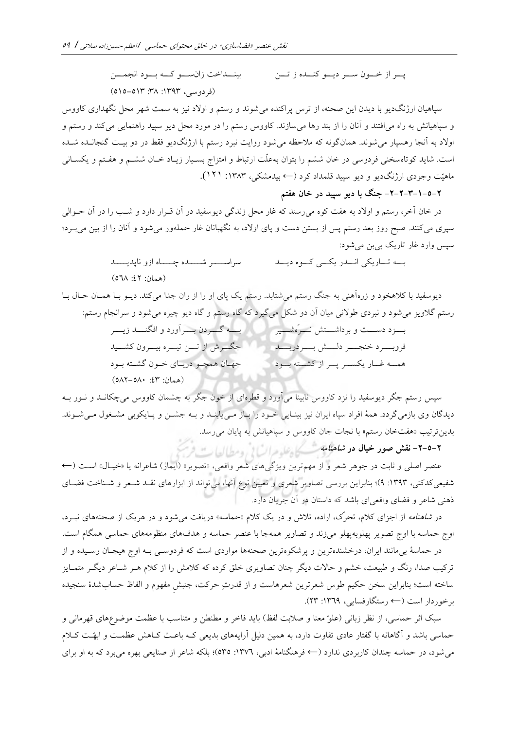پــر از خــون ســر دیــو کنــده ز تــن　　　　بینــداخت زان‌ســو کــه بــود انجمــن

(فردوسی، ۱۳۹۳: ۳۸: ۵۱۳-۵۱۵)

سپاهیان ارژنگ‌دیو با دیدن این صحنه، از ترس پراکنده می‌شوند و رستم و اولاد نیز به سمت شهر محل نگهداری کاووس و سپاهیانش به راه می‌افتند و آنان را از بند رها می‌سازند. کاووس رستم را در مورد محل دیو سپید راهنمایی می‌کند و رستم و اولاد به آنجا رهسپار می‌شوند. همان‌گونه که ملاحظه می‌شود روایت نبرد رستم با ارژنگ‌دیو فقط در دو بیت گنجانده شده است. شاید کوتاه‌سخنی فردوسی در خان ششم را بتوان به‌علّت ارتباط و امتزاج بسیار زیاد خان ششم و هفتم و یکسانی ماهیّت وجودی ارژنگ‌دیو و دیو سپید قلمداد کرد (← بیدمشکی، ۱۳۸۳: ۱۲۱).

### ۲-۵-۱-۳-۲-۷- جنگ با دیو سپید در خان هفتم

در خان آخر، رستم و اولاد به هفت کوه می‌رسند که غار محل زندگی دیوسفید در آن قرار دارد و شب را در آن حوالی سپری می‌کنند. صبح روز بعد رستم پس از بستن دست و پای اولاد، به نگهبانان غار حمله‌ور می‌شود و آنان را از بین می‌برد؛ سپس وارد غار تاریک بی‌بن می‌شود:

بــه تــاریکی انــدر یکــی کــوه دیــد　　　　سراســر شــده چــاه ازو ناپدیــد

(همان: ۴۲: ۵۶۸)

دیوسفید با کلاهخود و زره‌آهنی به جنگ رستم می‌شتابد. رستم یک پای او را از ران جدا می‌کند. دیو با همان حال با رستم گلاویز می‌شود و نبردی طولانی میان آن دو شکل می‌گیرد که گاه رستم و گاه دیو چیره می‌شود و سرانجام رستم:

بــزد دســت و برداشــتش نــرّه‌شــیر　　　　بــه گــردن بــرآورد و افگنــد زیــر

فروبــرد خنجــر دلــش بــردریــد　　　　جگــرش از تــن تیــره بیــرون کشــید

همــه غــار یکســر پــر از کشــته بــود　　　　جهــان همچــو دریــای خــون گشــته بــود

(همان: ۴۳: ۵۸۰-۵۸۲)

سپس رستم جگر دیوسفید را نزد کاووس نابینا می‌آورد و قطره‌ای از خون جگر به چشمان کاووس می‌چکاند و نور به دیدگان وی بازمی‌گردد. همهٔ افراد سپاه ایران نیز بینایی خود را باز می‌یابند و به جشن و پایکوبی مشغول می‌شوند. بدین‌ترتیب «هفت‌خان رستم» با نجات جان کاووس و سپاهیانش به پایان می‌رسد.

### ۲-۵-۲- نقش صور خیال در *شاهنامه*

عنصر اصلی و ثابت در جوهر شعر و از مهم‌ترین ویژگی‌های شعر واقعی، «تصویر» (ایماژ) شاعرانه یا «خیال» است (← شفیعی‌کدکنی، ۱۳۹۳: ۹)؛ بنابراین بررسی تصاویر شعری و تعیین نوع آنها، می‌تواند از ابزارهای نقد شعر و شناخت فضای ذهنی شاعر و فضای واقعی‌ای باشد که داستان در آن جریان دارد.

در *شاهنامه* از اجزای کلام، تحرّک، اراده، تلاش و در یک کلام «حماسه» دریافت می‌شود و در هریک از صحنه‌های نبرد، اوج حماسه با اوج تصویر پهلوبه‌پهلو می‌زند و تصاویر همه‌جا با عنصر حماسه و هدف‌های منظومه‌های حماسی همگام است.

در حماسهٔ بی‌مانند ایران، درخشنده‌ترین و پرشکوه‌ترین صحنه‌ها مواردی است که فردوسی به اوج هیجان رسیده و از ترکیب صدا، رنگ و طبیعت، خشم و حالات دیگر چنان تصاویری خلق کرده که کلامش را از کلام هر شاعر دیگر متمایز ساخته است؛ بنابراین سخن حکیم طوس شعرترین شعرهاست و از قدرتِ حرکت، جنبشِ مفهوم و الفاظ حساب‌شدهٔ سنجیده برخوردار است (← رستگارفسایی، ۱۳۶۹: ۲۳).

سبک اثر حماسی، از نظر زبانی (علوّ معنا و صلابت لفظ) باید فاخر و مطنطن و متناسب با عظمت موضوع‌های قهرمانی و حماسی باشد و آگاهانه با گفتار عادی تفاوت دارد، به همین دلیل آرایه‌های بدیعی که باعث کاهش عظمت و ابهّت کلام می‌شود، در حماسه چندان کاربردی ندارد (← فرهنگنامهٔ ادبی، ۱۳۷۶: ۵۳۵)؛ بلکه شاعر از صنایعی بهره می‌برد که به او برای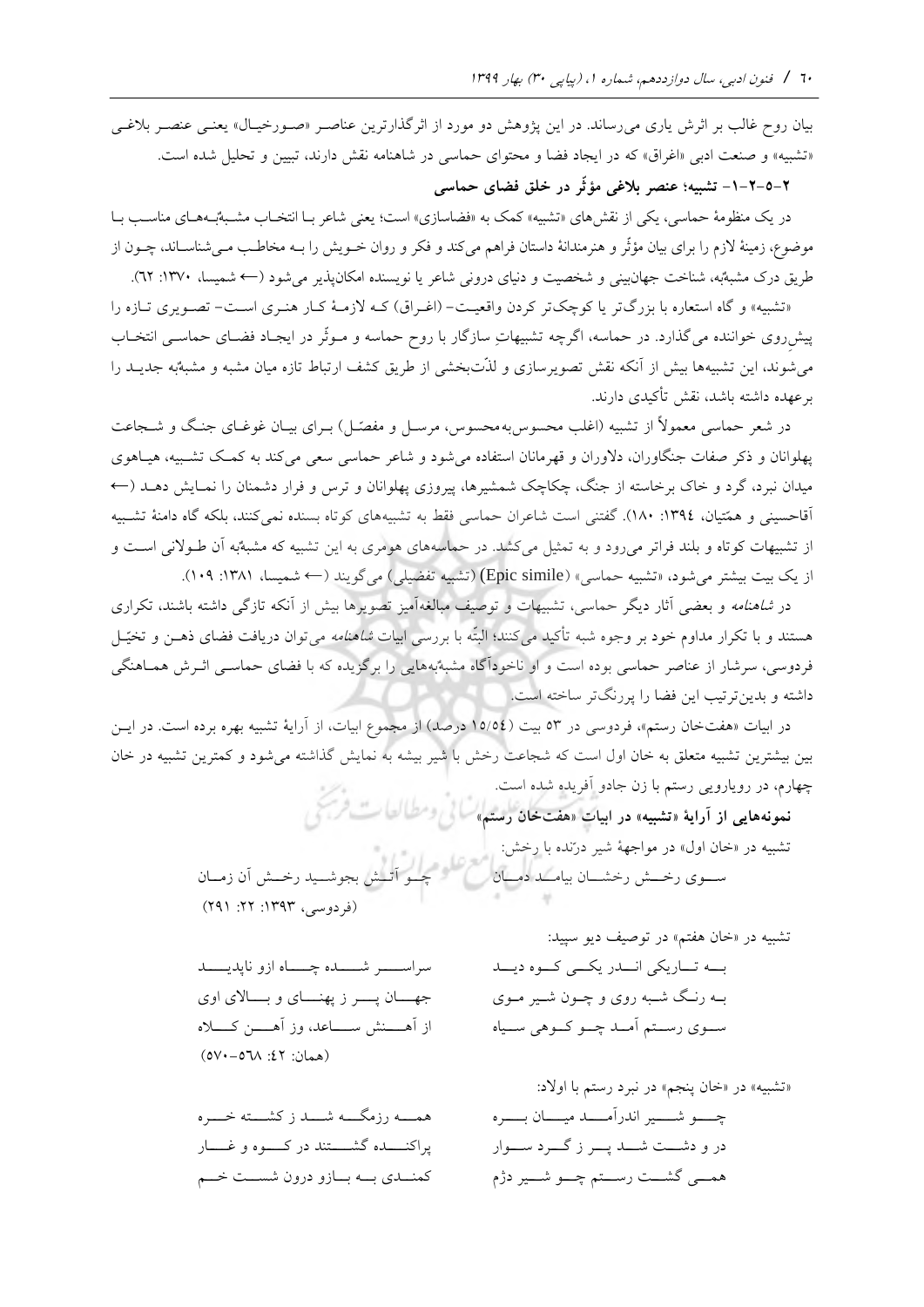بیان روح غالب بر اثرش یاری می‌رساند. در این پژوهش دو مورد از اثرگذارترین عناصر «صورخیال» یعنی عنصر بلاغی «تشبیه» و صنعت ادبی «اغراق» که در ایجاد فضا و محتوای حماسی در شاهنامه نقش دارند، تبیین و تحلیل شده است.

**۲-۵-۲-۱- تشبیه؛ عنصر بلاغی مؤثّر در خلق فضای حماسی**

در یک منظومهٔ حماسی، یکی از نقش‌های «تشبیه» کمک به «فضاسازی» است؛ یعنی شاعر با انتخاب مشبّه‌به‌های مناسب با موضوع، زمینهٔ لازم را برای بیان مؤثّر و هنرمندانهٔ داستان فراهم می‌کند و فکر و روان خویش را به مخاطب می‌شناساند، چون از طریق درک مشبّه‌به، شناخت جهان‌بینی و شخصیت و دنیای درونی شاعر یا نویسنده امکان‌پذیر می‌شود (← شمیسا، ۱۳۷۰: ٦۲).

«تشبیه» و گاه استعاره با بزرگ‌تر یا کوچک‌تر کردن واقعیت- (اغراق) که لازمهٔ کار هنری است- تصویری تازه را پیش‌روی خواننده می‌گذارد. در حماسه، اگرچه تشبیهاتِ سازگار با روح حماسه و مؤثّر در ایجاد فضای حماسی انتخاب می‌شوند، این تشبیه‌ها بیش از آنکه نقش تصویرسازی و لذّت‌بخشی از طریق کشف ارتباط تازه میان مشبه و مشبّه‌به جدید را برعهده داشته باشد، نقش تأکیدی دارند.

در شعر حماسی معمولاً از تشبیه (اغلب محسوس‌به‌محسوس، مرسل و مفصّل) برای بیان غوغای جنگ و شجاعت پهلوانان و ذکر صفات جنگاوران، دلاوران و قهرمانان استفاده می‌شود و شاعر حماسی سعی می‌کند به کمک تشبیه، هیاهوی میدان نبرد، گرد و خاک برخاسته از جنگ، چکاچک شمشیرها، پیروزی پهلوانان و ترس و فرار دشمنان را نمایش دهد (← آقاحسینی و همتّیان، ۱۳۹٤: ۱۸۰). گفتنی است شاعران حماسی فقط به تشبیه‌های کوتاه بسنده نمی‌کنند، بلکه گاه دامنهٔ تشبیه از تشبیهات کوتاه و بلند فراتر می‌رود و به تمثیل می‌کشد. در حماسه‌های هومری به این تشبیه که مشبّه‌به آن طولانی است و از یک بیت بیشتر می‌شود، «تشبیه حماسی» (Epic simile) (تشبیه تفضیلی) می‌گویند (← شمیسا، ۱۳۸۱: ۱۰۹).

در *شاهنامه* و بعضی آثار دیگر حماسی، تشبیهات و توصیف مبالغه‌آمیز تصویرها بیش از آنکه تازگی داشته باشند، تکراری هستند و با تکرار مداوم خود بر وجوه شبه تأکید می‌کنند؛ البتّه با بررسی ابیات *شاهنامه* می‌توان دریافت فضای ذهن و تخیّل فردوسی، سرشار از عناصر حماسی بوده است و او ناخودآگاه مشبّه‌به‌هایی را برگزیده که با فضای حماسی اثرش هماهنگی داشته و بدین‌ترتیب این فضا را پررنگ‌تر ساخته است.

در ابیات «هفت‌خان رستم»، فردوسی در ۵۳ بیت (۱۵/۵٤ درصد) از مجموع ابیات، از آرایهٔ تشبیه بهره برده است. در این بین بیشترین تشبیه متعلق به خان اول است که شجاعت رخش با شیر بیشه به نمایش گذاشته می‌شود و کمترین تشبیه در خان چهارم، در رویارویی رستم با زن جادو آفریده شده است.

**نمونه‌هایی از آرایهٔ «تشبیه» در ابیات «هفت‌خان رستم»**

تشبیه در «خان اول» در مواجههٔ شیر درّنده با رخش:

سوی رخش رخشان بیامد دمان ‌‌‌‌‌‌ چو آتش بجوشید رخش آن زمان

(فردوسی، ۱۳۹۳: ۲۲: ۲۹۱)

تشبیه در «خان هفتم» در توصیف دیو سپید:

به تاریکی اندر یکی کوه دید ‌‌‌‌‌‌ سراسر شده چاه ازو ناپدید

به رنگ شبه روی و چون شیر موی ‌‌‌‌‌‌ جهان پر ز پهنای و بالای اوی

سوی رستم آمد چو کوهی سیاه ‌‌‌‌‌‌ از آهنش ساعد، وز آهن کلاه

(همان: ٤۲: ۵٦۸-۵۷۰)

«تشبیه» در «خان پنجم» در نبرد رستم با اولاد:

چو شیر اندرآمد میان بره ‌‌‌‌‌‌ همه رزمگه شد ز کشته خره

در و دشت شد پر ز گرد سوار ‌‌‌‌‌‌ پراکنده گشتند در کوه و غار

همی گشت رستم چو شیر دژم ‌‌‌‌‌‌ کمندی به بازو درون شست خم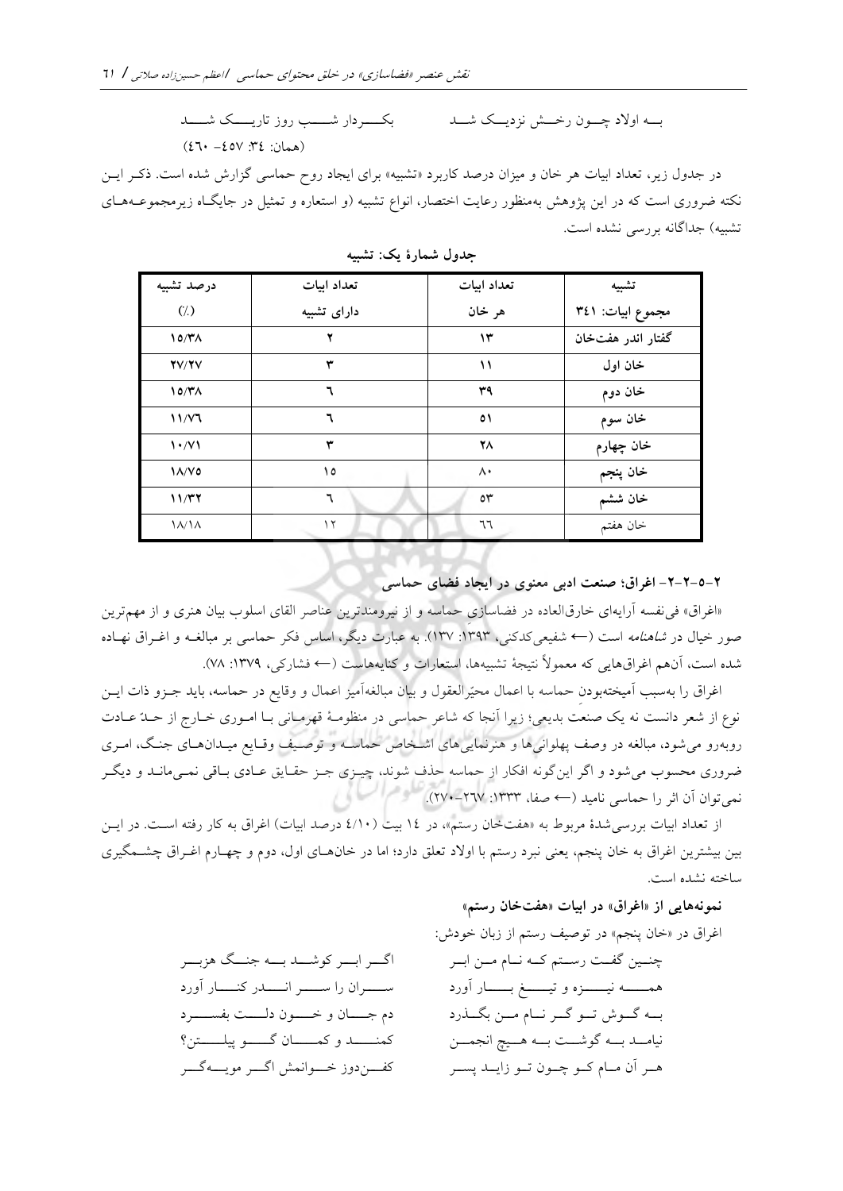بــه اولاد چــون رخــش نزدیــک شــد    بکــردار شــب روز تاریــک شــد

(همان: ٣٤: ٤٥٧- ٤٦٠)

در جدول زیر، تعداد ابیات هر خان و میزان درصد کاربرد «تشبیه» برای ایجاد روح حماسی گزارش شده است. ذکر ایـن نکته ضروری است که در این پژوهش به‌منظور رعایت اختصار، انواع تشبیه (و استعاره و تمثیل در جایگـاه زیرمجموعـه‌هـای تشبیه) جداگانه بررسی نشده است.

**جدول شمارهٔ یک: تشبیه**

| تشبیه مجموع ابیات: ٣٤١ | تعداد ابیات هر خان | تعداد ابیات دارای تشبیه | درصد تشبیه (٪) |
|---|---|---|---|
| گفتار اندر هفت‌خان | ١٣ | ٢ | ١٥/٣٨ |
| خان اول | ١١ | ٣ | ٢٧/٢٧ |
| خان دوم | ٣٩ | ٦ | ١٥/٣٨ |
| خان سوم | ٥١ | ٦ | ١١/٧٦ |
| خان چهارم | ٢٨ | ٣ | ١٠/٧١ |
| خان پنجم | ٨٠ | ١٥ | ١٨/٧٥ |
| خان ششم | ٥٣ | ٦ | ١١/٣٢ |
| خان هفتم | ٦٦ | ١٢ | ١٨/١٨ |

### ٢-٥-٢-٢- اغراق؛ صنعت ادبی معنوی در ایجاد فضای حماسی

«اغراق» فی‌نفسه آرایه‌ای خارق‌العاده در فضاسازی حماسه و از نیرومندترین عناصر القای اسلوب بیان هنری و از مهم‌ترین صور خیال در *شاهنامه* است (← شفیعی‌کدکنی، ١٣٩٣: ١٣٧). به عبارت دیگر، اساس فکر حماسی بر مبالغـه و اغـراق نهـاده شده است، آن‌هم اغراق‌هایی که معمولاً نتیجهٔ تشبیه‌ها، استعارات و کنایه‌هاست (← فشارکی، ١٣٧٩: ٧٨).

اغراق را به‌سبب آمیخته‌بودنِ حماسه با اعمال محیّرالعقول و بیان مبالغه‌آمیز اعمال و وقایع در حماسه، باید جـزو ذات ایـن نوع از شعر دانست نه یک صنعتِ بدیعی؛ زیرا آنجا که شاعر حماسی در منظومـهٔ قهرمـانی بـا امـوری خـارج از حـدّ عـادت روبه‌رو می‌شود، مبالغه در وصف پهلوانی‌ها و هنرنمایی‌های اشـخاص حماسـه و توصـیف وقـایع میـدان‌هـای جنـگ، امـری ضروری محسوب می‌شود و اگر این‌گونه افکار از حماسه حذف شوند، چیـزی جـز حقـایق عـادی بـاقی نمـی‌مانـد و دیگـر نمی‌توان آن اثر را حماسی نامید (← صفا، ١٣٣٣: ٢٦٧-٢٧٠).

از تعداد ابیات بررسی‌شدهٔ مربوط به «هفت‌خان رستم»، در ١٤ بیت (٤/١٠ درصد ابیات) اغراق به کار رفته اسـت. در ایـن بین بیشترین اغراق به خان پنجم، یعنی نبرد رستم با اولاد تعلق دارد؛ اما در خان‌هـای اول، دوم و چهـارم اغـراق چشـمگیری ساخته نشده است.

**نمونه‌هایی از «اغراق» در ابیات «هفت‌خان رستم»**

اغراق در «خان پنجم» در توصیف رستم از زبان خودش:

چنـین گفـت رسـتم کـه نـام مـن ابـر    اگـر ابـر کوشـد بـه جنـگ هزبـر

همـه نیـزه و تیـغ بـار آورد    سـران را سـر انـدر کنـار آورد

بـه گـوش تـو گـر نـام مـن بگـذرد    دم جـان و خـون دلـت بفسـرد

نیامـد بـه گوشـت بـه هـیچ انجمـن    کمنـد و کمـان گـو پیلـتن؟

هـر آن مـام کـو چـون تـو زایـد پسـر    کفـن‌دوز خـوانمش اگـر مویـه‌گـر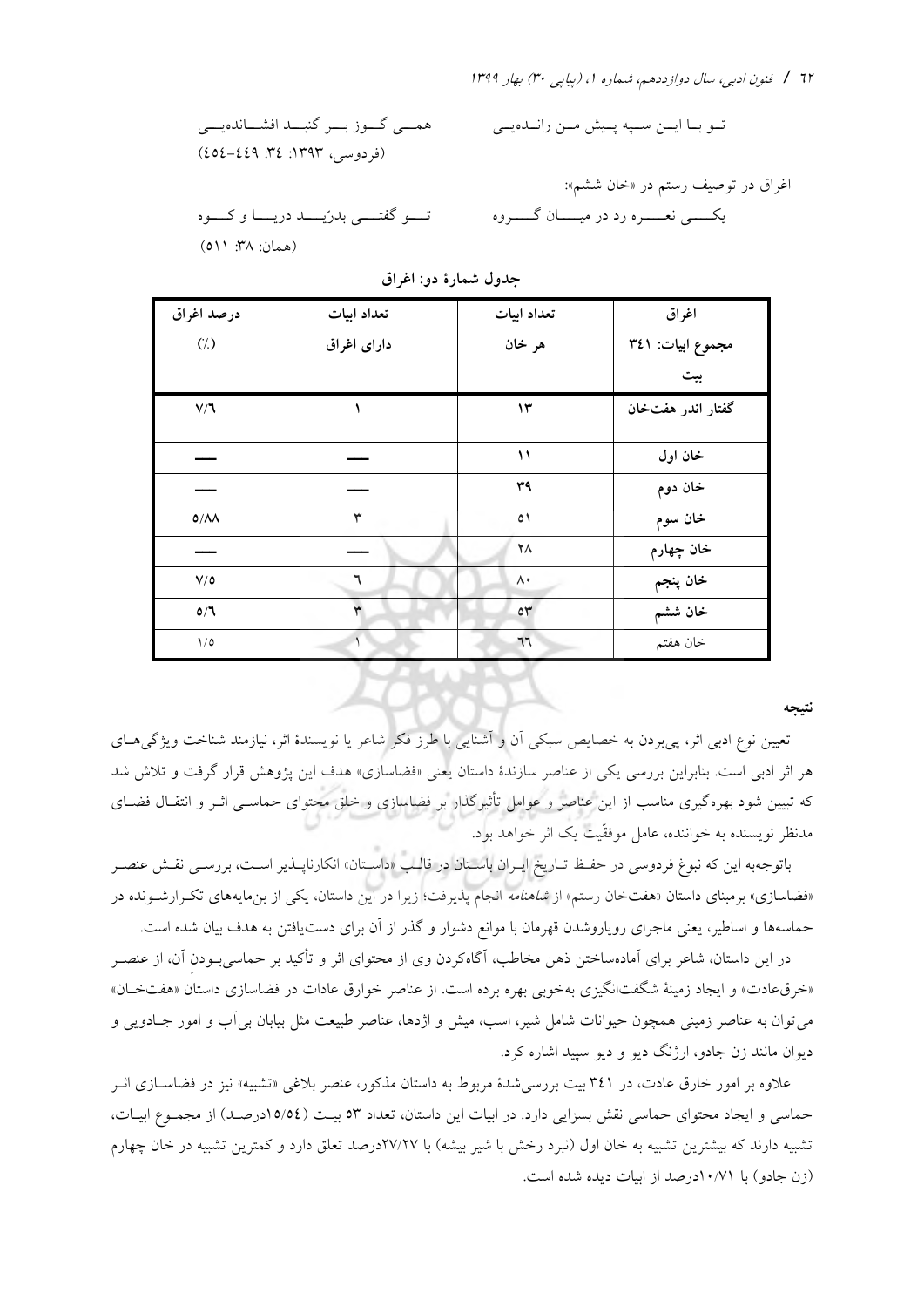تـو بـا ایـن سـپه پـیش مـن رانـده‌یـی　　همـی گـوز بـر گنبـد افشـانده‌یـی

(فردوسی، ۱۳۹۳: ۳٤: ٤٤٩-٤٥٤)

اغراق در توصیف رستم در «خان ششم»:

یکـی نعـره زد در میـان گـروه　　تـو گفتـی بدرّیـد دریـا و کـوه

(همان: ۳۸: ٥۱۱)

**جدول شمارهٔ دو: اغراق**

| اغراق مجموع ابیات: ۳٤۱ بیت | تعداد ابیات هر خان | تعداد ابیات دارای اغراق | درصد اغراق (٪) |
|---|---|---|---|
| گفتار اندر هفت‌خان | ۱۳ | ۱ | ۷/٦ |
| خان اول | ۱۱ | ـــ | ـــ |
| خان دوم | ۳۹ | ـــ | ـــ |
| خان سوم | ٥۱ | ۳ | ٥/۸۸ |
| خان چهارم | ۲۸ | ـــ | ـــ |
| خان پنجم | ۸۰ | ٦ | ۷/٥ |
| خان ششم | ٥۳ | ۳ | ٥/٦ |
| خان هفتم | ٦٦ | ۱ | ۱/٥ |

**نتیجه**

تعیین نوع ادبی اثر، پی‌بردن به خصایص سبکی آن و آشنایی با طرز فکر شاعر یا نویسندهٔ اثر، نیازمند شناخت ویژگی‌های هر اثر ادبی است. بنابراین بررسی یکی از عناصر سازندهٔ داستان یعنی «فضاسازی» هدف این پژوهش قرار گرفت و تلاش شد که تبیین شود بهره‌گیری مناسب از این عناصر و عوامل تأثیرگذار بر فضاسازی و خلق محتوای حماسی اثر و انتقال فضای مدنظر نویسنده به خواننده، عامل موفقّیت یک اثر خواهد بود.

باتوجه‌به این که نبوغ فردوسی در حفظ تاریخ ایران باستان در قالب «داستان» انکارناپذیر است، بررسی نقش عنصر «فضاسازی» برمبنای داستان «هفت‌خان رستم» از *شاهنامه* انجام پذیرفت؛ زیرا در این داستان، یکی از بن‌مایه‌های تکرارشونده در حماسه‌ها و اساطیر، یعنی ماجرای رویاروشدن قهرمان با موانع دشوار و گذر از آن برای دست‌یافتن به هدف بیان شده است.

در این داستان، شاعر برای آماده‌ساختن ذهن مخاطب، آگاه‌کردن وی از محتوای اثر و تأکید بر حماسی‌بودنِ آن، از عنصر «خرق‌عادت» و ایجاد زمینهٔ شگفت‌انگیزی به‌خوبی بهره برده است. از عناصر خوارق عادات در فضاسازی داستان «هفت‌خان» می‌توان به عناصر زمینی همچون حیوانات شامل شیر، اسب، میش و اژدها، عناصر طبیعت مثل بیابان بی‌آب و امور جادویی و دیوان مانند زن جادو، ارژنگ دیو و دیو سپید اشاره کرد.

علاوه بر امور خارق عادت، در ۳٤۱ بیت بررسی‌شدهٔ مربوط به داستان مذکور، عنصر بلاغی «تشبیه» نیز در فضاسازی اثر حماسی و ایجاد محتوای حماسی نقش بسزایی دارد. در ابیات این داستان، تعداد ٥۳ بیت (۱٥/٥٤درصد) از مجموع ابیات، تشبیه دارند که بیشترین تشبیه به خان اول (نبرد رخش با شیر بیشه) با ۲۷/۲۷درصد تعلق دارد و کمترین تشبیه در خان چهارم (زن جادو) با ۱۰/۷۱درصد از ابیات دیده شده است.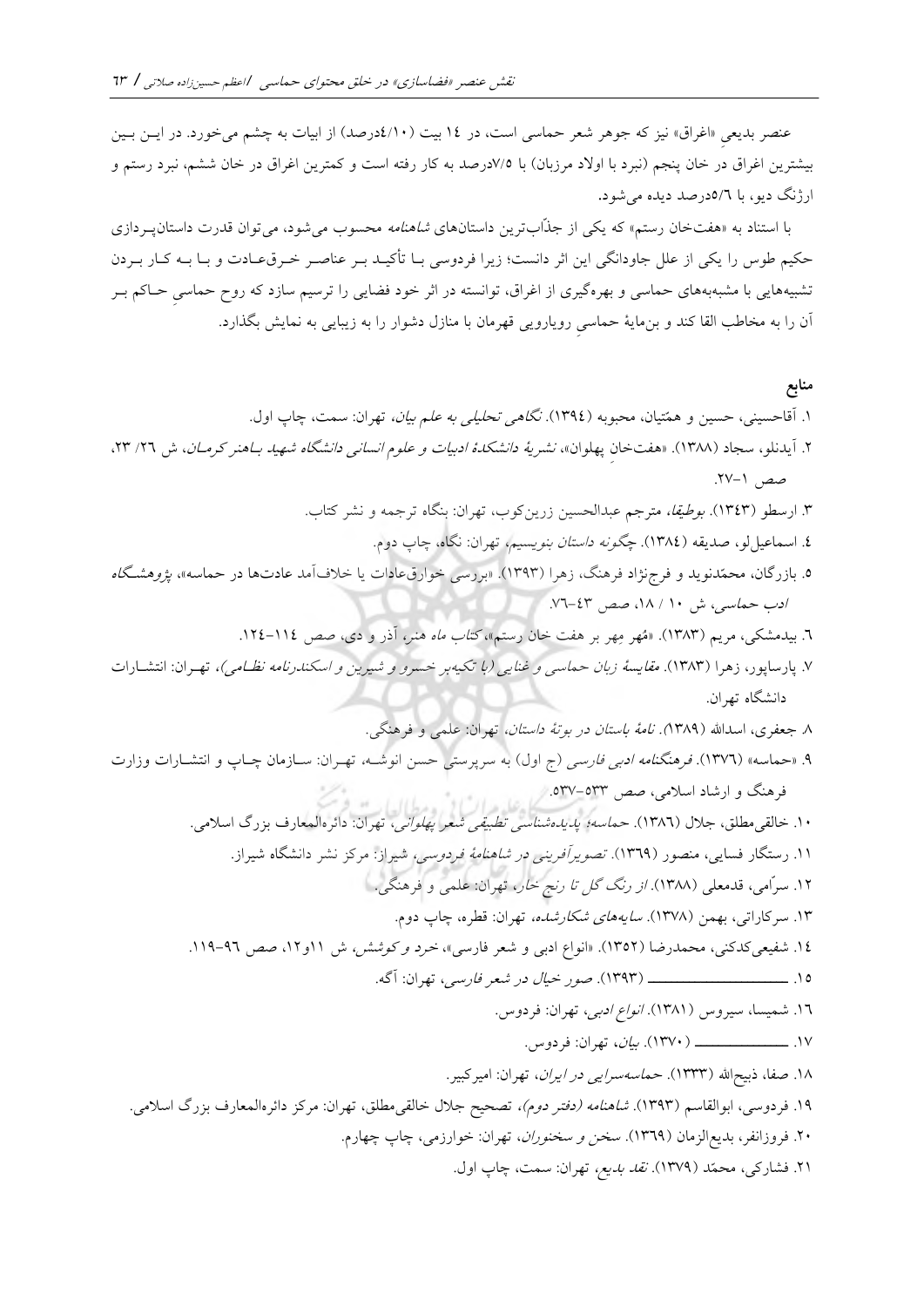عنصر بدیعیِ «اغراق» نیز که جوهر شعر حماسی است، در ۱۴ بیت (۴/۱۰درصد) از ابیات به چشم می‌خورد. در ایـن بـین بیشترین اغراق در خان پنجم (نبرد با اولاد مرزبان) با ۷/۵درصد به کار رفته است و کمترین اغراق در خان ششم، نبرد رستم و ارژنگ دیو، با ۵/۶درصد دیده می‌شود.

با استناد به «هفت‌خان رستم» که یکی از جذّاب‌ترین داستان‌های *شاهنامه* محسوب می‌شود، می‌توان قدرت داستان‌پـردازی حکیم طوس را یکی از علل جاودانگی این اثر دانست؛ زیرا فردوسی بـا تأکیـد بـر عناصـر خـرق‌عـادت و بـا بـه کـار بـردن تشبیه‌هایی با مشبه‌به‌های حماسی و بهره‌گیری از اغراق، توانسته در اثر خود فضایی را ترسیم سازد که روح حماسیِ حـاکم بـر آن را به مخاطب القا کند و بن‌مایهٔ حماسیِ رویارویی قهرمان با منازل دشوار را به زیبایی به نمایش بگذارد.

## منابع

۱. آقاحسینی، حسین و همّتیان، محبوبه (۱۳۹۴). *نگاهی تحلیلی به علم بیان*، تهران: سمت، چاپ اول.

۲. آیدنلو، سجاد (۱۳۸۸). «هفت‌خانِ پهلوان»، *نشریهٔ دانشکدهٔ ادبیات و علوم انسانی دانشگاه شهید بـاهنر کرمـان*، ش ۲۶/ ۲۳، صص ۱–۲۷.

۳. ارسطو (۱۳۴۳). *بوطیقا*، مترجم عبدالحسین زرین‌کوب، تهران: بنگاه ترجمه و نشر کتاب.

۴. اسماعیل‌لو، صدیقه (۱۳۸۴). *چگونه داستان بنویسیم*، تهران: نگاه، چاپ دوم.

۵. بازرگان، محمّدنوید و فرج‌نژاد فرهنگ، زهرا (۱۳۹۳). «بررسی خوارق‌عادات یا خلاف‌آمد عادت‌ها در حماسه»، *پژوهشـگاه ادب حماسی*، ش ۱۰ / ۱۸، صص ۴۳–۷۶.

۶. بیدمشکی، مریم (۱۳۸۳). «مُهر مِهر بر هفت خان رستم»، *کتاب ماه هنر*، آذر و دی، صص ۱۱۴–۱۲۴.

۷. پارساپور، زهرا (۱۳۸۳). *مقایسهٔ زبان حماسی و غنایی (با تکیه‌بر خسرو و شیرین و اسکندرنامه نظـامی)*، تهـران: انتشـارات دانشگاه تهران.

۸. جعفری، اسدالله (۱۳۸۹). *نامهٔ باستان در بوتهٔ داستان*، تهران: علمی و فرهنگی.

۹. «حماسه» (۱۳۷۶). *فرهنگنامه ادبی فارسی* (ج اول) به سرپرستی حسن انوشـه، تهـران: سـازمان چـاپ و انتشـارات وزارت فرهنگ و ارشاد اسلامی، صص ۵۳۳–۵۳۷.

۱۰. خالقی‌مطلق، جلال (۱۳۸۶). *حماسه؛ پدیده‌شناسی تطبیقی شعر پهلوانی*، تهران: دائره‌المعارف بزرگ اسلامی.

۱۱. رستگار فسایی، منصور (۱۳۶۹). *تصویرآفرینی در شاهنامهٔ فردوسی*، شیراز: مرکز نشر دانشگاه شیراز.

۱۲. سرّامی، قدمعلی (۱۳۸۸). *از رنگ گل تا رنج خار*، تهران: علمی و فرهنگی.

۱۳. سرکاراتی، بهمن (۱۳۷۸). *سایه‌های شکارشده*، تهران: قطره، چاپ دوم.

۱۴. شفیعی‌کدکنی، محمدرضا (۱۳۵۲). «انواع ادبی و شعر فارسی»، *خرد وکوشش*، ش ۱۱و۱۲، صص ۹۶–۱۱۹.

۱۵. ـــــــــــــــــــــ (۱۳۹۳). *صور خیال در شعر فارسی*، تهران: آگه.

۱۶. شمیسا، سیروس (۱۳۸۱). *انواع ادبی*، تهران: فردوس.

۱۷. ـــــــــــــــــــــ (۱۳۷۰). *بیان*، تهران: فردوس.

۱۸. صفا، ذبیح‌الله (۱۳۳۳). *حماسه‌سرایی در ایران*، تهران: امیرکبیر.

۱۹. فردوسی، ابوالقاسم (۱۳۹۳). *شاهنامه (دفتر دوم)*، تصحیح جلال خالقی‌مطلق، تهران: مرکز دائره‌المعارف بزرگ اسلامی.

۲۰. فروزانفر، بدیع‌الزمان (۱۳۶۹). *سخن و سخنوران*، تهران: خوارزمی، چاپ چهارم.

۲۱. فشارکی، محمّد (۱۳۷۹). *نقد بدیع*، تهران: سمت، چاپ اول.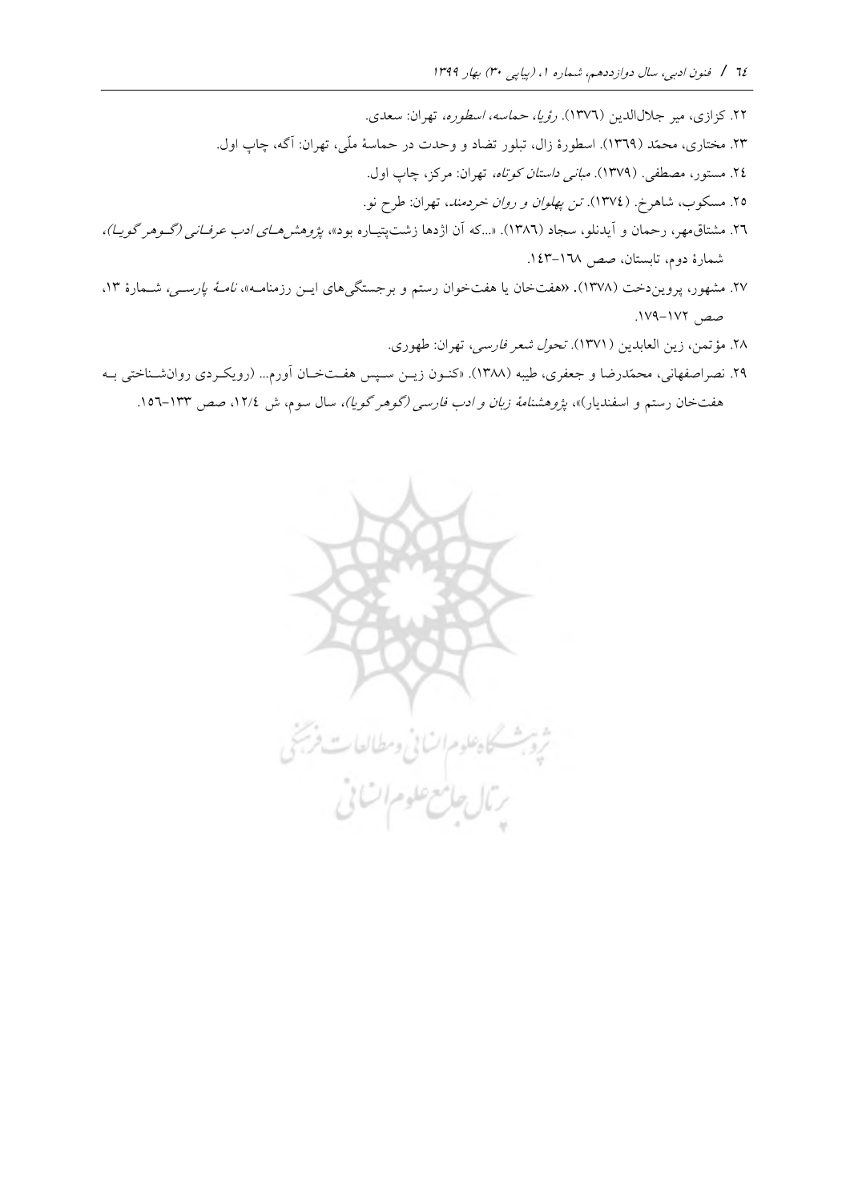۲۲. کزازی، میر جلال‌الدین (۱۳۷۶). *رؤیا، حماسه، اسطوره*، تهران: سعدی.

۲۳. مختاری، محمّد (۱۳۶۹). اسطورهٔ زال، تبلور تضاد و وحدت در حماسهٔ ملّی، تهران: آگه، چاپ اول.

۲۴. مستور، مصطفی. (۱۳۷۹). *مبانی داستان کوتاه*، تهران: مرکز، چاپ اول.

۲۵. مسکوب، شاهرخ. (۱۳۷۴). *تن پهلوان و روان خردمند*، تهران: طرح نو.

۲۶. مشتاق‌مهر، رحمان و آیدنلو، سجاد (۱۳۸۶). «...که آن اژدها زشت‌پتیاره بود»، *پژوهش‌های ادب عرفانی (گوهر گویا)*، شمارهٔ دوم، تابستان، صص ۱۶۸-۱۴۳.

۲۷. مشهور، پروین‌دخت (۱۳۷۸). «هفت‌خان یا هفت‌خوان رستم و برجستگی‌های این رزمنامه»، *نامهٔ پارسی*، شمارهٔ ۱۳، صص ۱۷۲-۱۷۹.

۲۸. مؤتمن، زین العابدین (۱۳۷۱). *تحول شعر فارسی*، تهران: طهوری.

۲۹. نصراصفهانی، محمّدرضا و جعفری، طیبه (۱۳۸۸). «کنون زین سپس هفت‌خان آورم... (رویکردی روان‌شناختی به هفت‌خان رستم و اسفندیار)»، *پژوهشنامهٔ زبان و ادب فارسی (گوهر گویا)*، سال سوم، ش ۱۲/۴، صص ۱۳۳-۱۵۶.